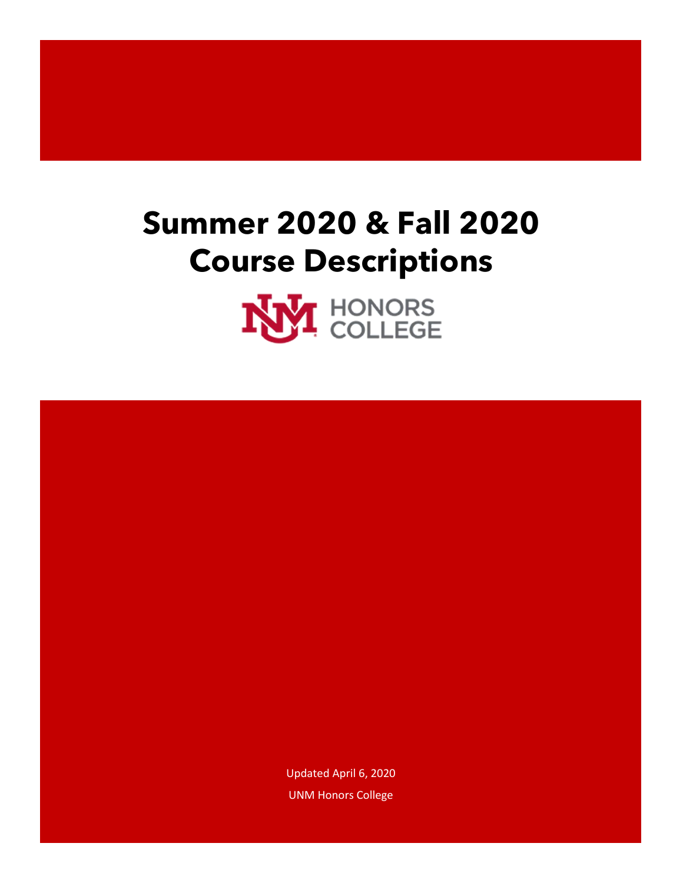# Summer 2020 & Fall 2020 Course Descriptions

UNM HONORS COLLEGE

Updated April 6, 2020

UNM Honors College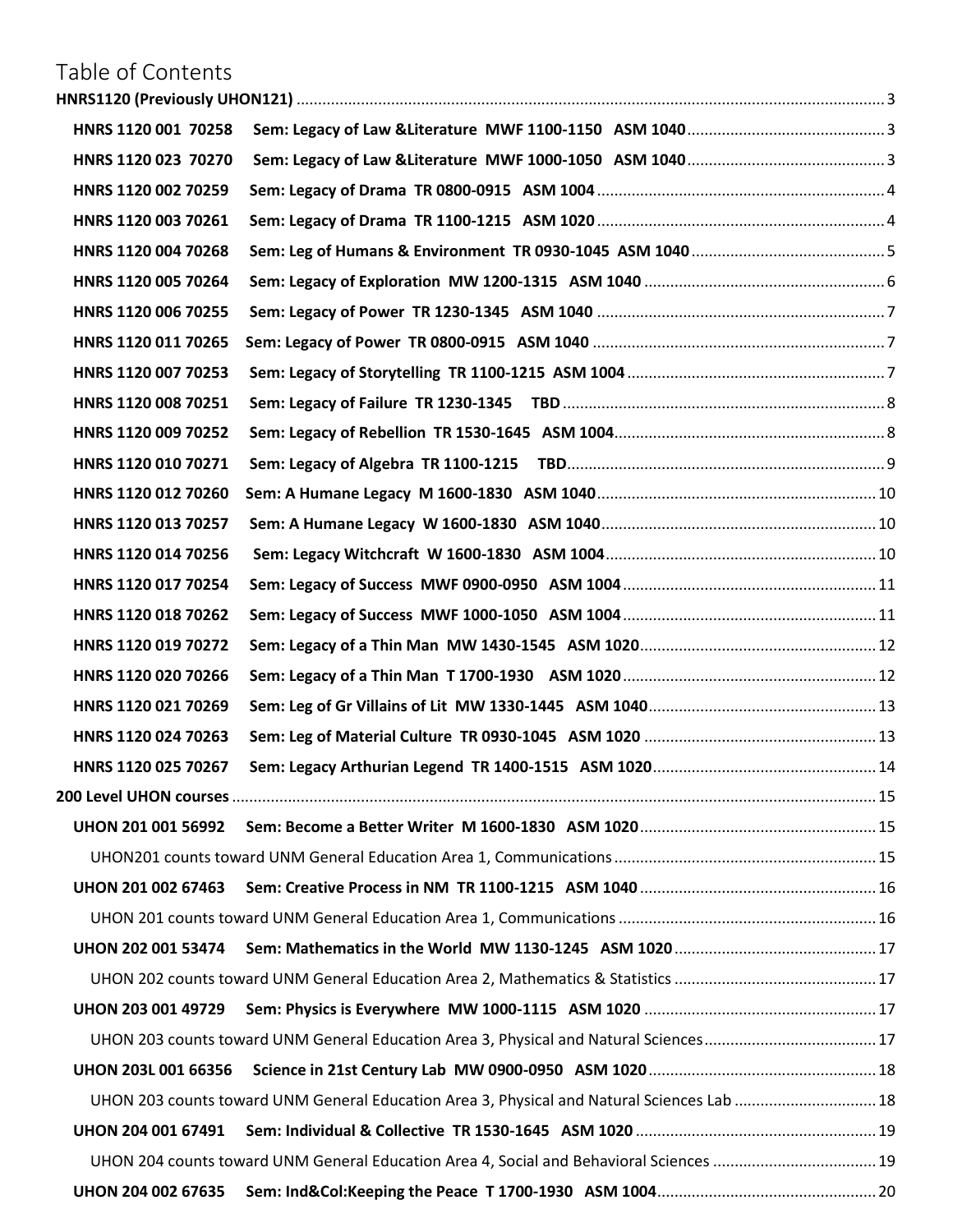# Table of Contents

**HNRS1120 (Previously UHON121)** ........ 3

- **HNRS 1120 001 70258 Sem: Legacy of Law &Literature MWF 1100-1150 ASM 1040** ........ 3
- **HNRS 1120 023 70270 Sem: Legacy of Law &Literature MWF 1000-1050 ASM 1040** ........ 3
- **HNRS 1120 002 70259 Sem: Legacy of Drama TR 0800-0915 ASM 1004** ........ 4
- **HNRS 1120 003 70261 Sem: Legacy of Drama TR 1100-1215 ASM 1020** ........ 4
- **HNRS 1120 004 70268 Sem: Leg of Humans & Environment TR 0930-1045 ASM 1040** ........ 5
- **HNRS 1120 005 70264 Sem: Legacy of Exploration MW 1200-1315 ASM 1040** ........ 6
- **HNRS 1120 006 70255 Sem: Legacy of Power TR 1230-1345 ASM 1040** ........ 7
- **HNRS 1120 011 70265 Sem: Legacy of Power TR 0800-0915 ASM 1040** ........ 7
- **HNRS 1120 007 70253 Sem: Legacy of Storytelling TR 1100-1215 ASM 1004** ........ 7
- **HNRS 1120 008 70251 Sem: Legacy of Failure TR 1230-1345 TBD** ........ 8
- **HNRS 1120 009 70252 Sem: Legacy of Rebellion TR 1530-1645 ASM 1004** ........ 8
- **HNRS 1120 010 70271 Sem: Legacy of Algebra TR 1100-1215 TBD** ........ 9
- **HNRS 1120 012 70260 Sem: A Humane Legacy M 1600-1830 ASM 1040** ........ 10
- **HNRS 1120 013 70257 Sem: A Humane Legacy W 1600-1830 ASM 1040** ........ 10
- **HNRS 1120 014 70256 Sem: Legacy Witchcraft W 1600-1830 ASM 1004** ........ 10
- **HNRS 1120 017 70254 Sem: Legacy of Success MWF 0900-0950 ASM 1004** ........ 11
- **HNRS 1120 018 70262 Sem: Legacy of Success MWF 1000-1050 ASM 1004** ........ 11
- **HNRS 1120 019 70272 Sem: Legacy of a Thin Man MW 1430-1545 ASM 1020** ........ 12
- **HNRS 1120 020 70266 Sem: Legacy of a Thin Man T 1700-1930 ASM 1020** ........ 12
- **HNRS 1120 021 70269 Sem: Leg of Gr Villains of Lit MW 1330-1445 ASM 1040** ........ 13
- **HNRS 1120 024 70263 Sem: Leg of Material Culture TR 0930-1045 ASM 1020** ........ 13
- **HNRS 1120 025 70267 Sem: Legacy Arthurian Legend TR 1400-1515 ASM 1020** ........ 14

**200 Level UHON courses** ........ 15

- **UHON 201 001 56992 Sem: Become a Better Writer M 1600-1830 ASM 1020** ........ 15
  - UHON201 counts toward UNM General Education Area 1, Communications ........ 15
- **UHON 201 002 67463 Sem: Creative Process in NM TR 1100-1215 ASM 1040** ........ 16
  - UHON 201 counts toward UNM General Education Area 1, Communications ........ 16
- **UHON 202 001 53474 Sem: Mathematics in the World MW 1130-1245 ASM 1020** ........ 17
  - UHON 202 counts toward UNM General Education Area 2, Mathematics & Statistics ........ 17
- **UHON 203 001 49729 Sem: Physics is Everywhere MW 1000-1115 ASM 1020** ........ 17
  - UHON 203 counts toward UNM General Education Area 3, Physical and Natural Sciences ........ 17
- **UHON 203L 001 66356 Science in 21st Century Lab MW 0900-0950 ASM 1020** ........ 18
  - UHON 203 counts toward UNM General Education Area 3, Physical and Natural Sciences Lab ........ 18
- **UHON 204 001 67491 Sem: Individual & Collective TR 1530-1645 ASM 1020** ........ 19
  - UHON 204 counts toward UNM General Education Area 4, Social and Behavioral Sciences ........ 19
- **UHON 204 002 67635 Sem: Ind&Col:Keeping the Peace T 1700-1930 ASM 1004** ........ 20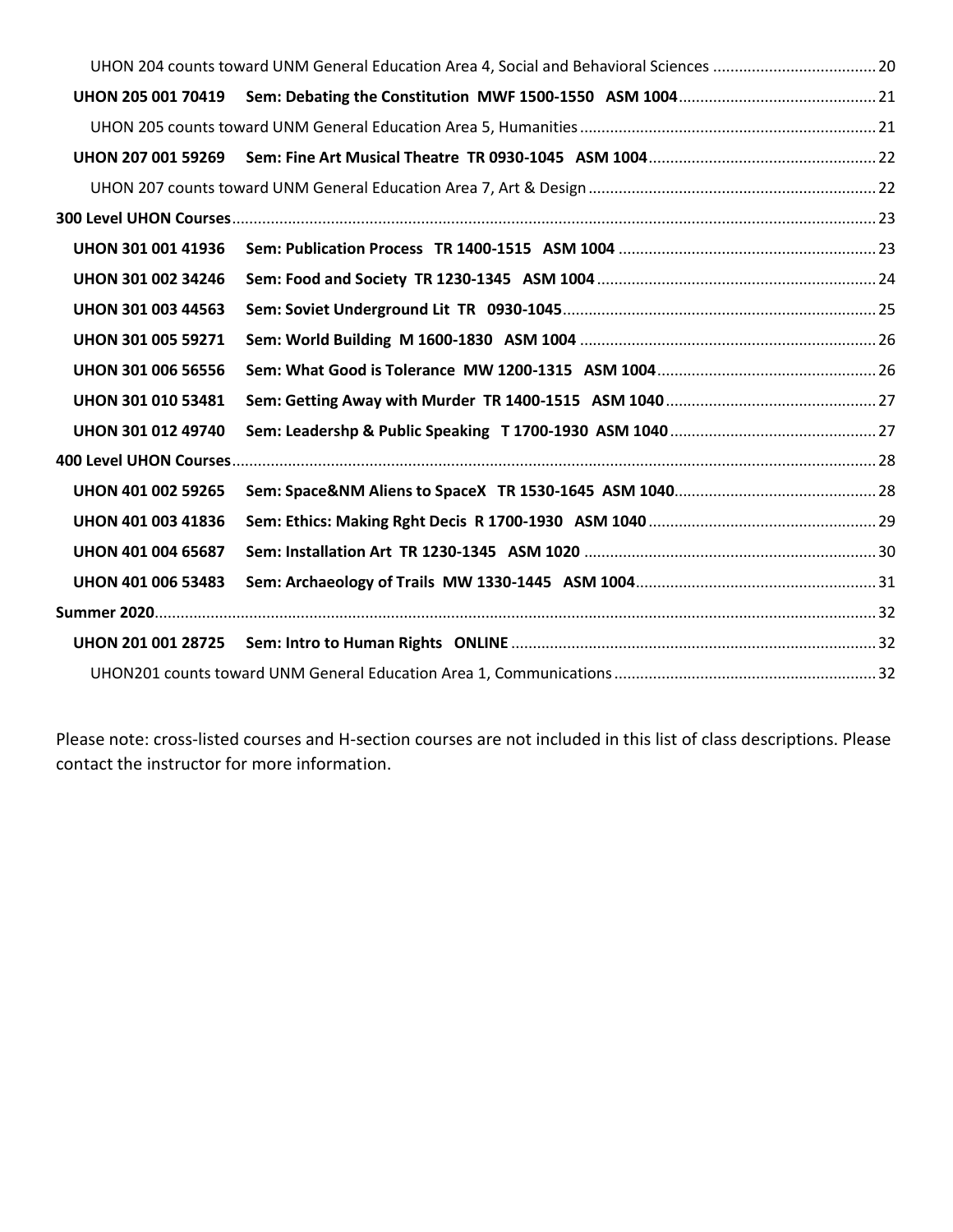UHON 204 counts toward UNM General Education Area 4, Social and Behavioral Sciences ..................................... 20

**UHON 205 001 70419 Sem: Debating the Constitution MWF 1500-1550 ASM 1004** ............................................. 21

UHON 205 counts toward UNM General Education Area 5, Humanities .................................................................... 21

**UHON 207 001 59269 Sem: Fine Art Musical Theatre TR 0930-1045 ASM 1004** ..................................................... 22

UHON 207 counts toward UNM General Education Area 7, Art & Design ................................................................. 22

**300 Level UHON Courses** .................................................................................................................................... 23

**UHON 301 001 41936 Sem: Publication Process TR 1400-1515 ASM 1004** ............................................................ 23

**UHON 301 002 34246 Sem: Food and Society TR 1230-1345 ASM 1004** ................................................................ 24

**UHON 301 003 44563 Sem: Soviet Underground Lit TR 0930-1045** ........................................................................ 25

**UHON 301 005 59271 Sem: World Building M 1600-1830 ASM 1004** .................................................................... 26

**UHON 301 006 56556 Sem: What Good is Tolerance MW 1200-1315 ASM 1004** .................................................. 26

**UHON 301 010 53481 Sem: Getting Away with Murder TR 1400-1515 ASM 1040** ................................................ 27

**UHON 301 012 49740 Sem: Leadershp & Public Speaking T 1700-1930 ASM 1040** ................................................ 27

**400 Level UHON Courses** .................................................................................................................................... 28

**UHON 401 002 59265 Sem: Space&NM Aliens to SpaceX TR 1530-1645 ASM 1040** ............................................... 28

**UHON 401 003 41836 Sem: Ethics: Making Rght Decis R 1700-1930 ASM 1040** ..................................................... 29

**UHON 401 004 65687 Sem: Installation Art TR 1230-1345 ASM 1020** .................................................................... 30

**UHON 401 006 53483 Sem: Archaeology of Trails MW 1330-1445 ASM 1004** ........................................................ 31

**Summer 2020** ...................................................................................................................................................... 32

**UHON 201 001 28725 Sem: Intro to Human Rights ONLINE** .................................................................................... 32

UHON201 counts toward UNM General Education Area 1, Communications ............................................................ 32

Please note: cross-listed courses and H-section courses are not included in this list of class descriptions. Please contact the instructor for more information.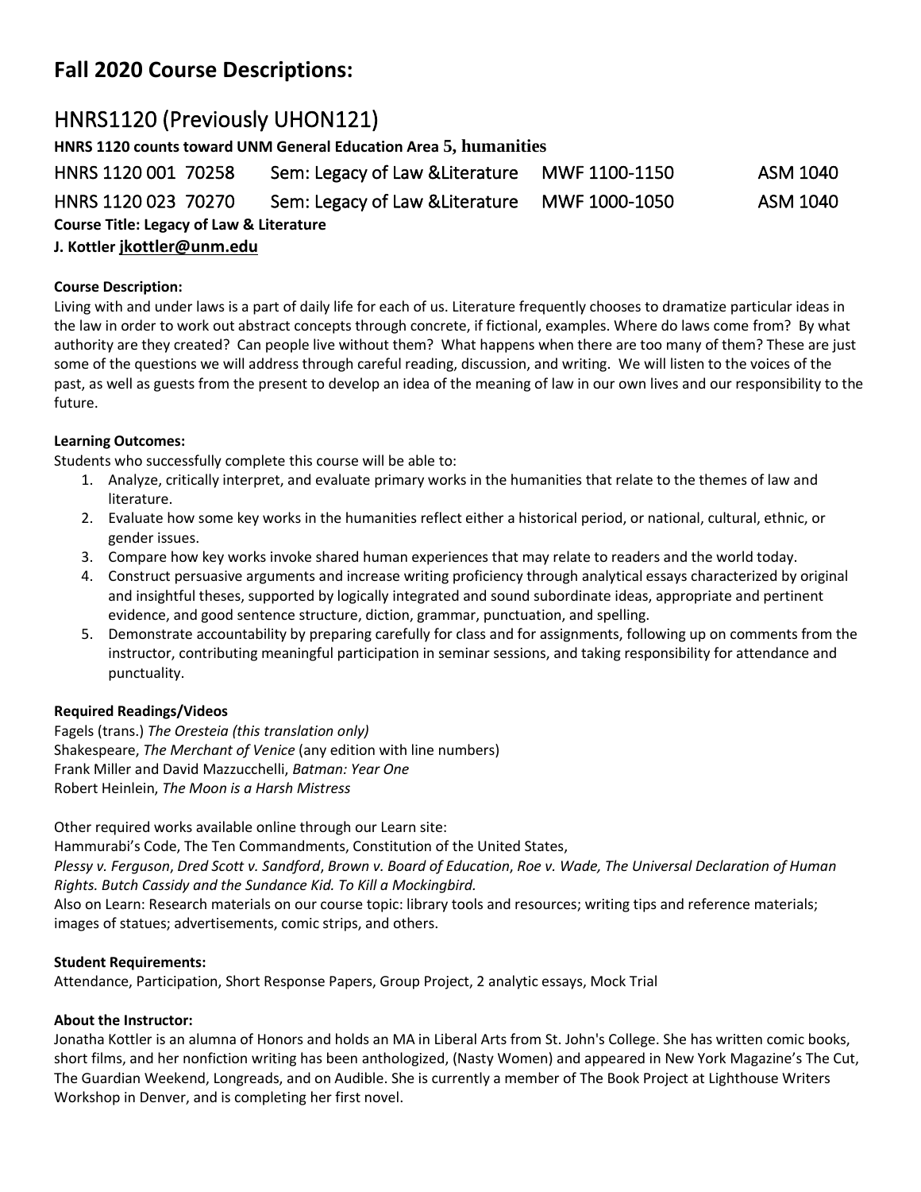## Fall 2020 Course Descriptions:

# HNRS1120 (Previously UHON121)

**HNRS 1120 counts toward UNM General Education Area 5, humanities**

| | | | |
|---|---|---|---|
| HNRS 1120 001 70258 | Sem: Legacy of Law &Literature | MWF 1100-1150 | ASM 1040 |
| HNRS 1120 023 70270 | Sem: Legacy of Law &Literature | MWF 1000-1050 | ASM 1040 |

**Course Title: Legacy of Law & Literature**

**J. Kottler jkottler@unm.edu**

**Course Description:**

Living with and under laws is a part of daily life for each of us. Literature frequently chooses to dramatize particular ideas in the law in order to work out abstract concepts through concrete, if fictional, examples. Where do laws come from? By what authority are they created? Can people live without them? What happens when there are too many of them? These are just some of the questions we will address through careful reading, discussion, and writing. We will listen to the voices of the past, as well as guests from the present to develop an idea of the meaning of law in our own lives and our responsibility to the future.

**Learning Outcomes:**

Students who successfully complete this course will be able to:

1. Analyze, critically interpret, and evaluate primary works in the humanities that relate to the themes of law and literature.
2. Evaluate how some key works in the humanities reflect either a historical period, or national, cultural, ethnic, or gender issues.
3. Compare how key works invoke shared human experiences that may relate to readers and the world today.
4. Construct persuasive arguments and increase writing proficiency through analytical essays characterized by original and insightful theses, supported by logically integrated and sound subordinate ideas, appropriate and pertinent evidence, and good sentence structure, diction, grammar, punctuation, and spelling.
5. Demonstrate accountability by preparing carefully for class and for assignments, following up on comments from the instructor, contributing meaningful participation in seminar sessions, and taking responsibility for attendance and punctuality.

**Required Readings/Videos**

Fagels (trans.) *The Oresteia (this translation only)*
Shakespeare, *The Merchant of Venice* (any edition with line numbers)
Frank Miller and David Mazzucchelli, *Batman: Year One*
Robert Heinlein, *The Moon is a Harsh Mistress*

Other required works available online through our Learn site:
Hammurabi's Code, The Ten Commandments, Constitution of the United States,
*Plessy v. Ferguson*, *Dred Scott v. Sandford*, *Brown v. Board of Education*, *Roe v. Wade, The Universal Declaration of Human Rights. Butch Cassidy and the Sundance Kid. To Kill a Mockingbird.*
Also on Learn: Research materials on our course topic: library tools and resources; writing tips and reference materials; images of statues; advertisements, comic strips, and others.

**Student Requirements:**

Attendance, Participation, Short Response Papers, Group Project, 2 analytic essays, Mock Trial

**About the Instructor:**

Jonatha Kottler is an alumna of Honors and holds an MA in Liberal Arts from St. John's College. She has written comic books, short films, and her nonfiction writing has been anthologized, (Nasty Women) and appeared in New York Magazine's The Cut, The Guardian Weekend, Longreads, and on Audible. She is currently a member of The Book Project at Lighthouse Writers Workshop in Denver, and is completing her first novel.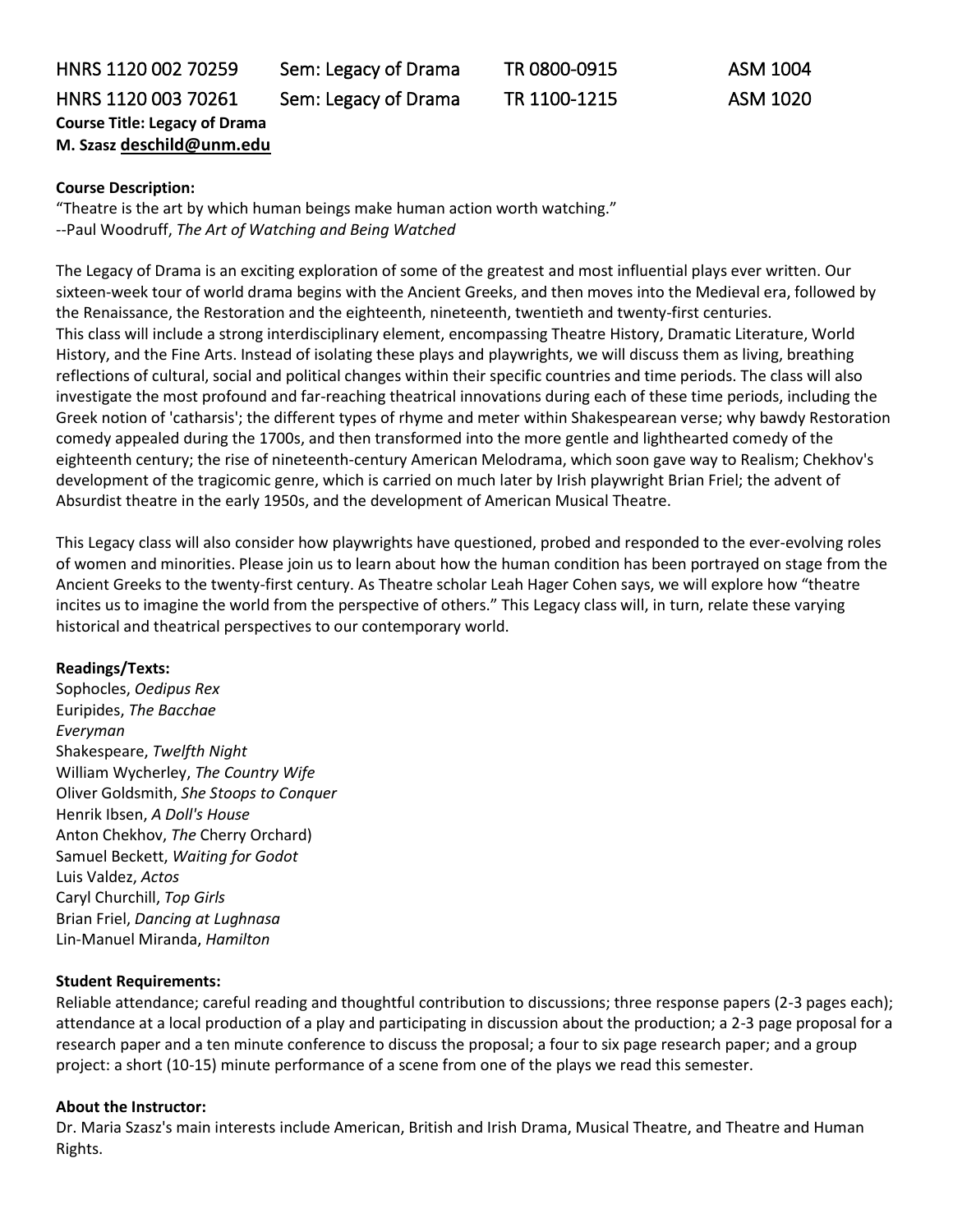| HNRS 1120 002 70259 | Sem: Legacy of Drama | TR 0800-0915 | ASM 1004 |
|---|---|---|---|
| HNRS 1120 003 70261 | Sem: Legacy of Drama | TR 1100-1215 | ASM 1020 |

**Course Title: Legacy of Drama**
**M. Szasz deschild@unm.edu**

**Course Description:**
"Theatre is the art by which human beings make human action worth watching."
--Paul Woodruff, *The Art of Watching and Being Watched*

The Legacy of Drama is an exciting exploration of some of the greatest and most influential plays ever written. Our sixteen-week tour of world drama begins with the Ancient Greeks, and then moves into the Medieval era, followed by the Renaissance, the Restoration and the eighteenth, nineteenth, twentieth and twenty-first centuries.
This class will include a strong interdisciplinary element, encompassing Theatre History, Dramatic Literature, World History, and the Fine Arts. Instead of isolating these plays and playwrights, we will discuss them as living, breathing reflections of cultural, social and political changes within their specific countries and time periods. The class will also investigate the most profound and far-reaching theatrical innovations during each of these time periods, including the Greek notion of 'catharsis'; the different types of rhyme and meter within Shakespearean verse; why bawdy Restoration comedy appealed during the 1700s, and then transformed into the more gentle and lighthearted comedy of the eighteenth century; the rise of nineteenth-century American Melodrama, which soon gave way to Realism; Chekhov's development of the tragicomic genre, which is carried on much later by Irish playwright Brian Friel; the advent of Absurdist theatre in the early 1950s, and the development of American Musical Theatre.

This Legacy class will also consider how playwrights have questioned, probed and responded to the ever-evolving roles of women and minorities. Please join us to learn about how the human condition has been portrayed on stage from the Ancient Greeks to the twenty-first century. As Theatre scholar Leah Hager Cohen says, we will explore how "theatre incites us to imagine the world from the perspective of others." This Legacy class will, in turn, relate these varying historical and theatrical perspectives to our contemporary world.

**Readings/Texts:**
Sophocles, *Oedipus Rex*
Euripides, *The Bacchae*
*Everyman*
Shakespeare, *Twelfth Night*
William Wycherley, *The Country Wife*
Oliver Goldsmith, *She Stoops to Conquer*
Henrik Ibsen, *A Doll's House*
Anton Chekhov, *The* Cherry Orchard)
Samuel Beckett, *Waiting for Godot*
Luis Valdez, *Actos*
Caryl Churchill, *Top Girls*
Brian Friel, *Dancing at Lughnasa*
Lin-Manuel Miranda, *Hamilton*

**Student Requirements:**
Reliable attendance; careful reading and thoughtful contribution to discussions; three response papers (2-3 pages each); attendance at a local production of a play and participating in discussion about the production; a 2-3 page proposal for a research paper and a ten minute conference to discuss the proposal; a four to six page research paper; and a group project: a short (10-15) minute performance of a scene from one of the plays we read this semester.

**About the Instructor:**
Dr. Maria Szasz's main interests include American, British and Irish Drama, Musical Theatre, and Theatre and Human Rights.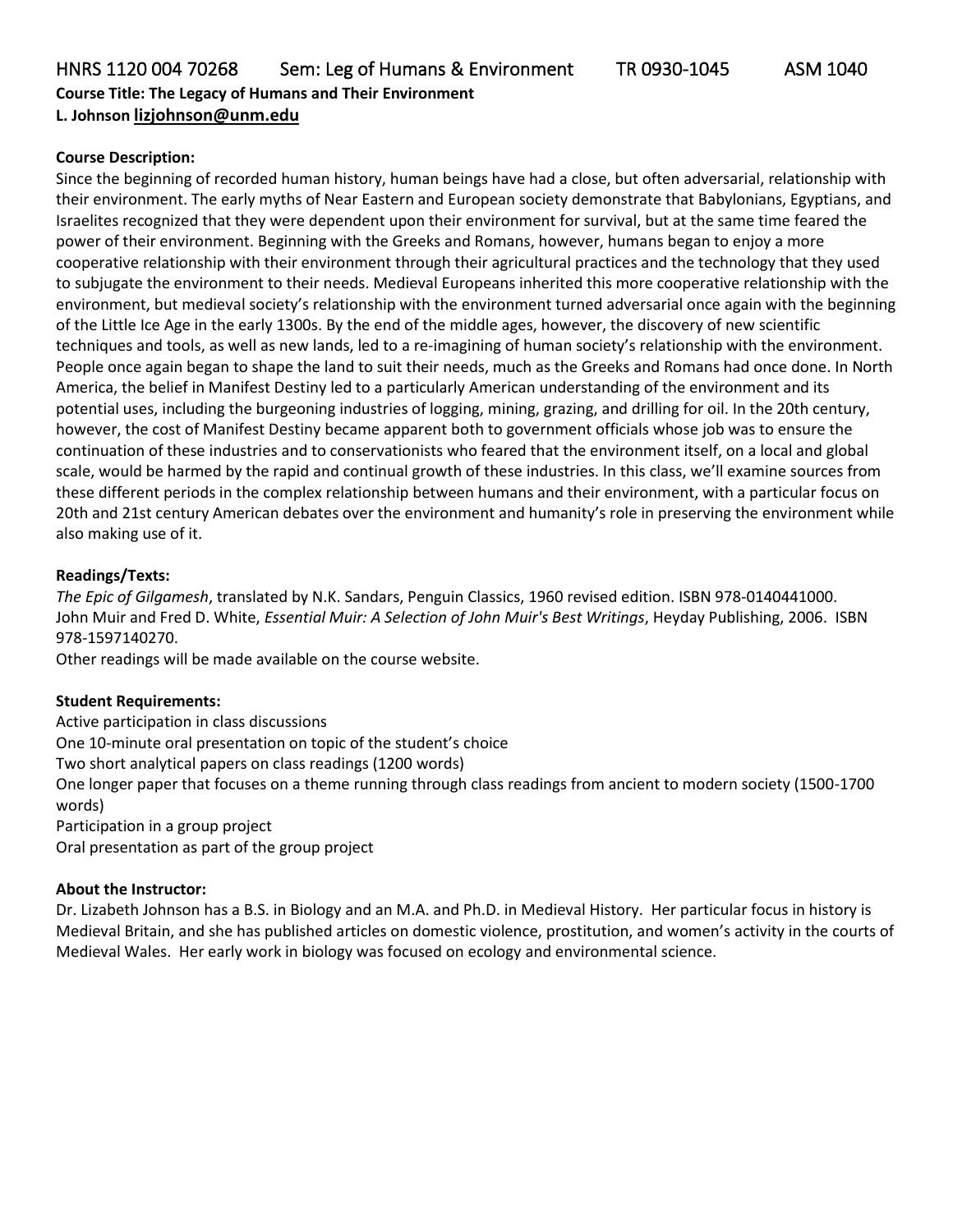## HNRS 1120 004 70268 Sem: Leg of Humans & Environment TR 0930-1045 ASM 1040

**Course Title: The Legacy of Humans and Their Environment**

**L. Johnson lizjohnson@unm.edu**

**Course Description:**

Since the beginning of recorded human history, human beings have had a close, but often adversarial, relationship with their environment. The early myths of Near Eastern and European society demonstrate that Babylonians, Egyptians, and Israelites recognized that they were dependent upon their environment for survival, but at the same time feared the power of their environment. Beginning with the Greeks and Romans, however, humans began to enjoy a more cooperative relationship with their environment through their agricultural practices and the technology that they used to subjugate the environment to their needs. Medieval Europeans inherited this more cooperative relationship with the environment, but medieval society's relationship with the environment turned adversarial once again with the beginning of the Little Ice Age in the early 1300s. By the end of the middle ages, however, the discovery of new scientific techniques and tools, as well as new lands, led to a re-imagining of human society's relationship with the environment. People once again began to shape the land to suit their needs, much as the Greeks and Romans had once done. In North America, the belief in Manifest Destiny led to a particularly American understanding of the environment and its potential uses, including the burgeoning industries of logging, mining, grazing, and drilling for oil. In the 20th century, however, the cost of Manifest Destiny became apparent both to government officials whose job was to ensure the continuation of these industries and to conservationists who feared that the environment itself, on a local and global scale, would be harmed by the rapid and continual growth of these industries. In this class, we'll examine sources from these different periods in the complex relationship between humans and their environment, with a particular focus on 20th and 21st century American debates over the environment and humanity's role in preserving the environment while also making use of it.

**Readings/Texts:**

*The Epic of Gilgamesh*, translated by N.K. Sandars, Penguin Classics, 1960 revised edition. ISBN 978-0140441000.
John Muir and Fred D. White, *Essential Muir: A Selection of John Muir's Best Writings*, Heyday Publishing, 2006. ISBN 978-1597140270.
Other readings will be made available on the course website.

**Student Requirements:**

Active participation in class discussions
One 10-minute oral presentation on topic of the student's choice
Two short analytical papers on class readings (1200 words)
One longer paper that focuses on a theme running through class readings from ancient to modern society (1500-1700 words)
Participation in a group project
Oral presentation as part of the group project

**About the Instructor:**

Dr. Lizabeth Johnson has a B.S. in Biology and an M.A. and Ph.D. in Medieval History. Her particular focus in history is Medieval Britain, and she has published articles on domestic violence, prostitution, and women's activity in the courts of Medieval Wales. Her early work in biology was focused on ecology and environmental science.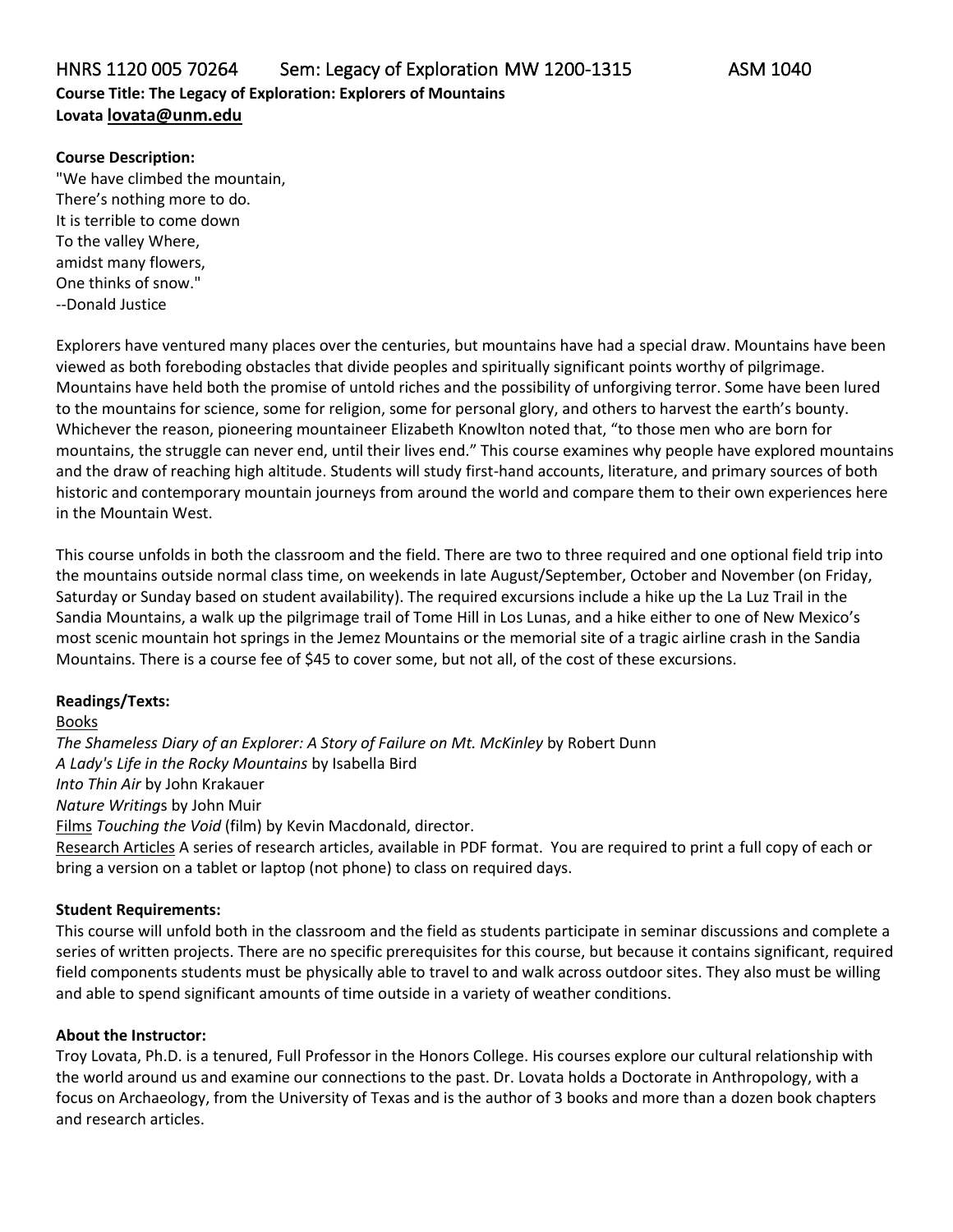## HNRS 1120 005 70264 Sem: Legacy of Exploration MW 1200-1315 ASM 1040

**Course Title: The Legacy of Exploration: Explorers of Mountains**
**Lovata lovata@unm.edu**

**Course Description:**

"We have climbed the mountain,
There's nothing more to do.
It is terrible to come down
To the valley Where,
amidst many flowers,
One thinks of snow."
--Donald Justice

Explorers have ventured many places over the centuries, but mountains have had a special draw. Mountains have been viewed as both foreboding obstacles that divide peoples and spiritually significant points worthy of pilgrimage. Mountains have held both the promise of untold riches and the possibility of unforgiving terror. Some have been lured to the mountains for science, some for religion, some for personal glory, and others to harvest the earth's bounty. Whichever the reason, pioneering mountaineer Elizabeth Knowlton noted that, "to those men who are born for mountains, the struggle can never end, until their lives end." This course examines why people have explored mountains and the draw of reaching high altitude. Students will study first-hand accounts, literature, and primary sources of both historic and contemporary mountain journeys from around the world and compare them to their own experiences here in the Mountain West.

This course unfolds in both the classroom and the field. There are two to three required and one optional field trip into the mountains outside normal class time, on weekends in late August/September, October and November (on Friday, Saturday or Sunday based on student availability). The required excursions include a hike up the La Luz Trail in the Sandia Mountains, a walk up the pilgrimage trail of Tome Hill in Los Lunas, and a hike either to one of New Mexico's most scenic mountain hot springs in the Jemez Mountains or the memorial site of a tragic airline crash in the Sandia Mountains. There is a course fee of $45 to cover some, but not all, of the cost of these excursions.

**Readings/Texts:**

Books
*The Shameless Diary of an Explorer: A Story of Failure on Mt. McKinley* by Robert Dunn
*A Lady's Life in the Rocky Mountains* by Isabella Bird
*Into Thin Air* by John Krakauer
*Nature Writings* by John Muir
Films *Touching the Void* (film) by Kevin Macdonald, director.
Research Articles A series of research articles, available in PDF format. You are required to print a full copy of each or bring a version on a tablet or laptop (not phone) to class on required days.

**Student Requirements:**

This course will unfold both in the classroom and the field as students participate in seminar discussions and complete a series of written projects. There are no specific prerequisites for this course, but because it contains significant, required field components students must be physically able to travel to and walk across outdoor sites. They also must be willing and able to spend significant amounts of time outside in a variety of weather conditions.

**About the Instructor:**

Troy Lovata, Ph.D. is a tenured, Full Professor in the Honors College. His courses explore our cultural relationship with the world around us and examine our connections to the past. Dr. Lovata holds a Doctorate in Anthropology, with a focus on Archaeology, from the University of Texas and is the author of 3 books and more than a dozen book chapters and research articles.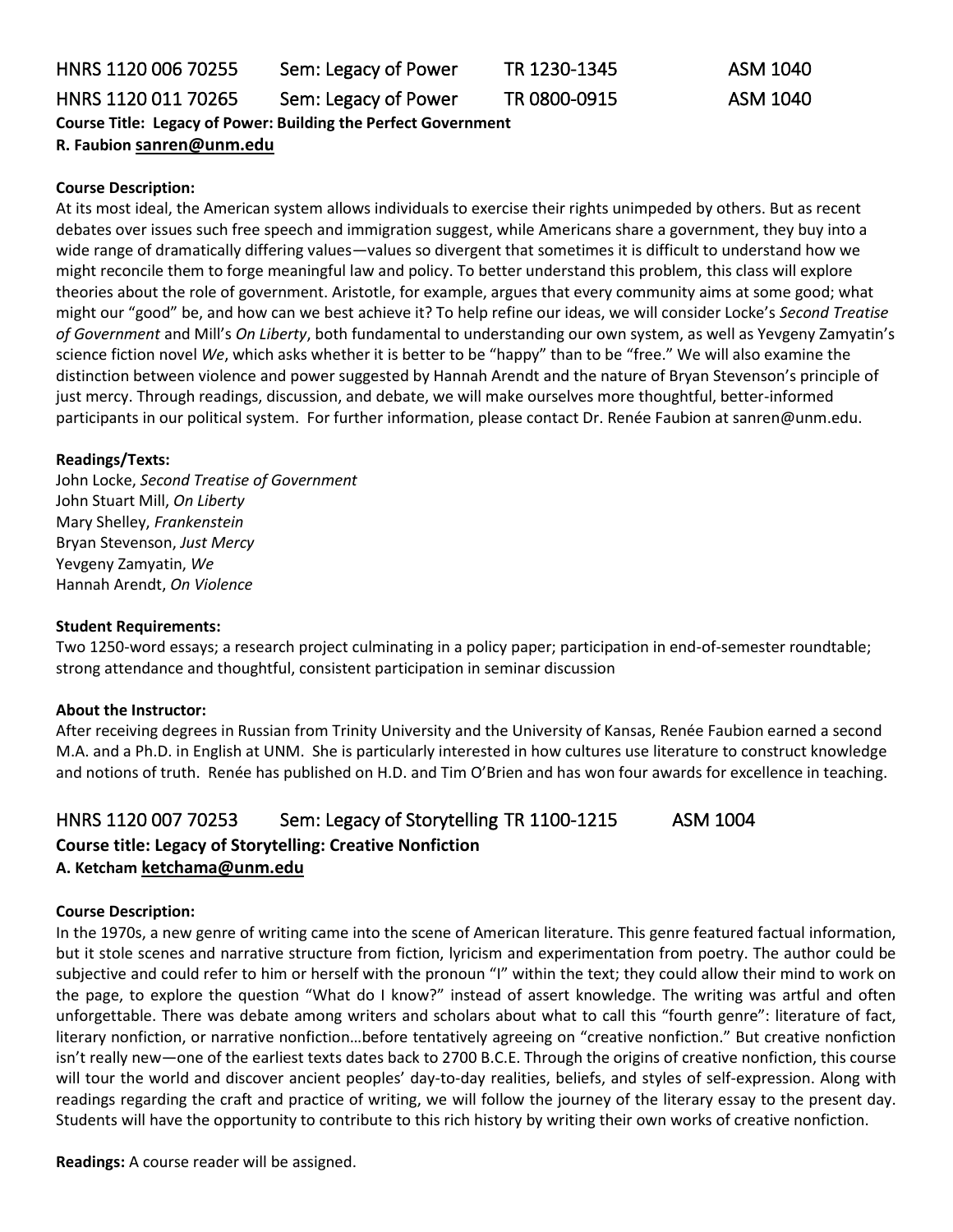## HNRS 1120 006 70255 Sem: Legacy of Power TR 1230-1345 ASM 1040

## HNRS 1120 011 70265 Sem: Legacy of Power TR 0800-0915 ASM 1040

**Course Title: Legacy of Power: Building the Perfect Government**

**R. Faubion sanren@unm.edu**

**Course Description:**

At its most ideal, the American system allows individuals to exercise their rights unimpeded by others. But as recent debates over issues such free speech and immigration suggest, while Americans share a government, they buy into a wide range of dramatically differing values—values so divergent that sometimes it is difficult to understand how we might reconcile them to forge meaningful law and policy. To better understand this problem, this class will explore theories about the role of government. Aristotle, for example, argues that every community aims at some good; what might our "good" be, and how can we best achieve it? To help refine our ideas, we will consider Locke's *Second Treatise of Government* and Mill's *On Liberty*, both fundamental to understanding our own system, as well as Yevgeny Zamyatin's science fiction novel *We*, which asks whether it is better to be "happy" than to be "free." We will also examine the distinction between violence and power suggested by Hannah Arendt and the nature of Bryan Stevenson's principle of just mercy. Through readings, discussion, and debate, we will make ourselves more thoughtful, better-informed participants in our political system. For further information, please contact Dr. Renée Faubion at sanren@unm.edu.

**Readings/Texts:**

John Locke, *Second Treatise of Government*
John Stuart Mill, *On Liberty*
Mary Shelley, *Frankenstein*
Bryan Stevenson, *Just Mercy*
Yevgeny Zamyatin, *We*
Hannah Arendt, *On Violence*

**Student Requirements:**

Two 1250-word essays; a research project culminating in a policy paper; participation in end-of-semester roundtable; strong attendance and thoughtful, consistent participation in seminar discussion

**About the Instructor:**

After receiving degrees in Russian from Trinity University and the University of Kansas, Renée Faubion earned a second M.A. and a Ph.D. in English at UNM. She is particularly interested in how cultures use literature to construct knowledge and notions of truth. Renée has published on H.D. and Tim O'Brien and has won four awards for excellence in teaching.

## HNRS 1120 007 70253 Sem: Legacy of Storytelling TR 1100-1215 ASM 1004

**Course title: Legacy of Storytelling: Creative Nonfiction**

**A. Ketcham ketchama@unm.edu**

**Course Description:**

In the 1970s, a new genre of writing came into the scene of American literature. This genre featured factual information, but it stole scenes and narrative structure from fiction, lyricism and experimentation from poetry. The author could be subjective and could refer to him or herself with the pronoun "I" within the text; they could allow their mind to work on the page, to explore the question "What do I know?" instead of assert knowledge. The writing was artful and often unforgettable. There was debate among writers and scholars about what to call this "fourth genre": literature of fact, literary nonfiction, or narrative nonfiction…before tentatively agreeing on "creative nonfiction." But creative nonfiction isn't really new—one of the earliest texts dates back to 2700 B.C.E. Through the origins of creative nonfiction, this course will tour the world and discover ancient peoples' day-to-day realities, beliefs, and styles of self-expression. Along with readings regarding the craft and practice of writing, we will follow the journey of the literary essay to the present day. Students will have the opportunity to contribute to this rich history by writing their own works of creative nonfiction.

**Readings:** A course reader will be assigned.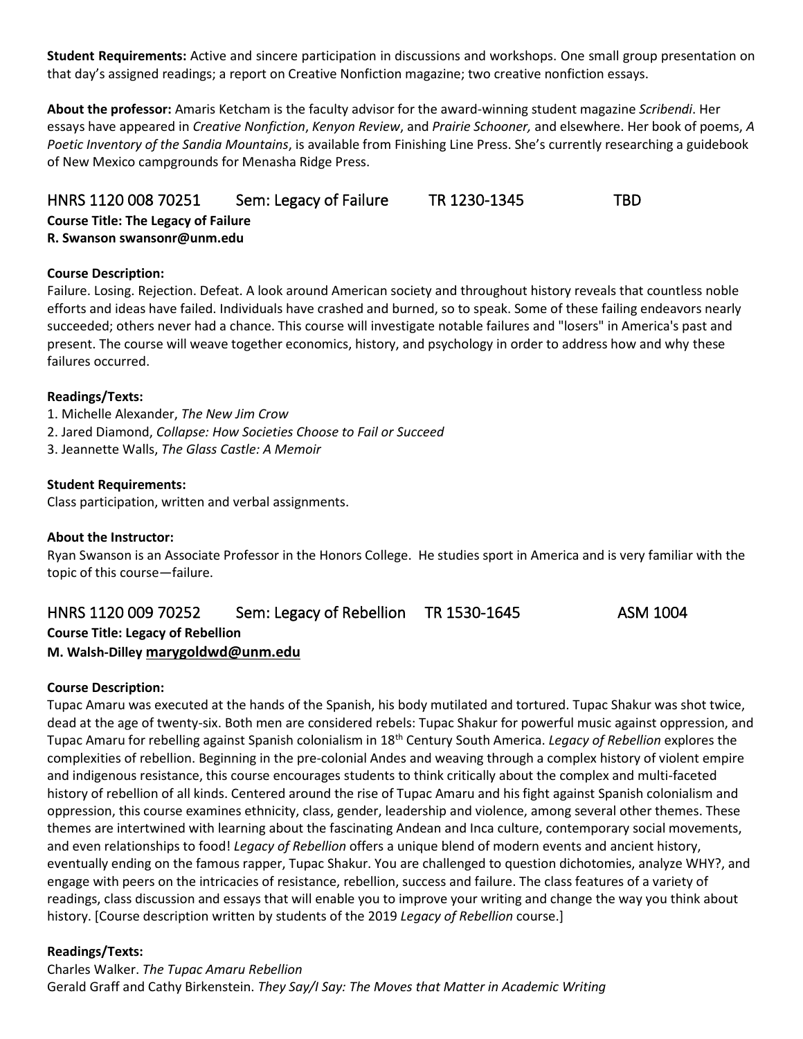**Student Requirements:** Active and sincere participation in discussions and workshops. One small group presentation on that day's assigned readings; a report on Creative Nonfiction magazine; two creative nonfiction essays.

**About the professor:** Amaris Ketcham is the faculty advisor for the award-winning student magazine *Scribendi*. Her essays have appeared in *Creative Nonfiction*, *Kenyon Review*, and *Prairie Schooner,* and elsewhere. Her book of poems, *A Poetic Inventory of the Sandia Mountains*, is available from Finishing Line Press. She's currently researching a guidebook of New Mexico campgrounds for Menasha Ridge Press.

## HNRS 1120 008 70251 Sem: Legacy of Failure TR 1230-1345 TBD

**Course Title: The Legacy of Failure**
**R. Swanson swansonr@unm.edu**

**Course Description:**
Failure. Losing. Rejection. Defeat. A look around American society and throughout history reveals that countless noble efforts and ideas have failed. Individuals have crashed and burned, so to speak. Some of these failing endeavors nearly succeeded; others never had a chance. This course will investigate notable failures and "losers" in America's past and present. The course will weave together economics, history, and psychology in order to address how and why these failures occurred.

**Readings/Texts:**
1. Michelle Alexander, *The New Jim Crow*
2. Jared Diamond, *Collapse: How Societies Choose to Fail or Succeed*
3. Jeannette Walls, *The Glass Castle: A Memoir*

**Student Requirements:**
Class participation, written and verbal assignments.

**About the Instructor:**
Ryan Swanson is an Associate Professor in the Honors College. He studies sport in America and is very familiar with the topic of this course—failure.

## HNRS 1120 009 70252 Sem: Legacy of Rebellion TR 1530-1645 ASM 1004

**Course Title: Legacy of Rebellion**
**M. Walsh-Dilley marygoldwd@unm.edu**

**Course Description:**
Tupac Amaru was executed at the hands of the Spanish, his body mutilated and tortured. Tupac Shakur was shot twice, dead at the age of twenty-six. Both men are considered rebels: Tupac Shakur for powerful music against oppression, and Tupac Amaru for rebelling against Spanish colonialism in 18th Century South America. *Legacy of Rebellion* explores the complexities of rebellion. Beginning in the pre-colonial Andes and weaving through a complex history of violent empire and indigenous resistance, this course encourages students to think critically about the complex and multi-faceted history of rebellion of all kinds. Centered around the rise of Tupac Amaru and his fight against Spanish colonialism and oppression, this course examines ethnicity, class, gender, leadership and violence, among several other themes. These themes are intertwined with learning about the fascinating Andean and Inca culture, contemporary social movements, and even relationships to food! *Legacy of Rebellion* offers a unique blend of modern events and ancient history, eventually ending on the famous rapper, Tupac Shakur. You are challenged to question dichotomies, analyze WHY?, and engage with peers on the intricacies of resistance, rebellion, success and failure. The class features of a variety of readings, class discussion and essays that will enable you to improve your writing and change the way you think about history. [Course description written by students of the 2019 *Legacy of Rebellion* course.]

**Readings/Texts:**
Charles Walker. *The Tupac Amaru Rebellion*
Gerald Graff and Cathy Birkenstein. *They Say/I Say: The Moves that Matter in Academic Writing*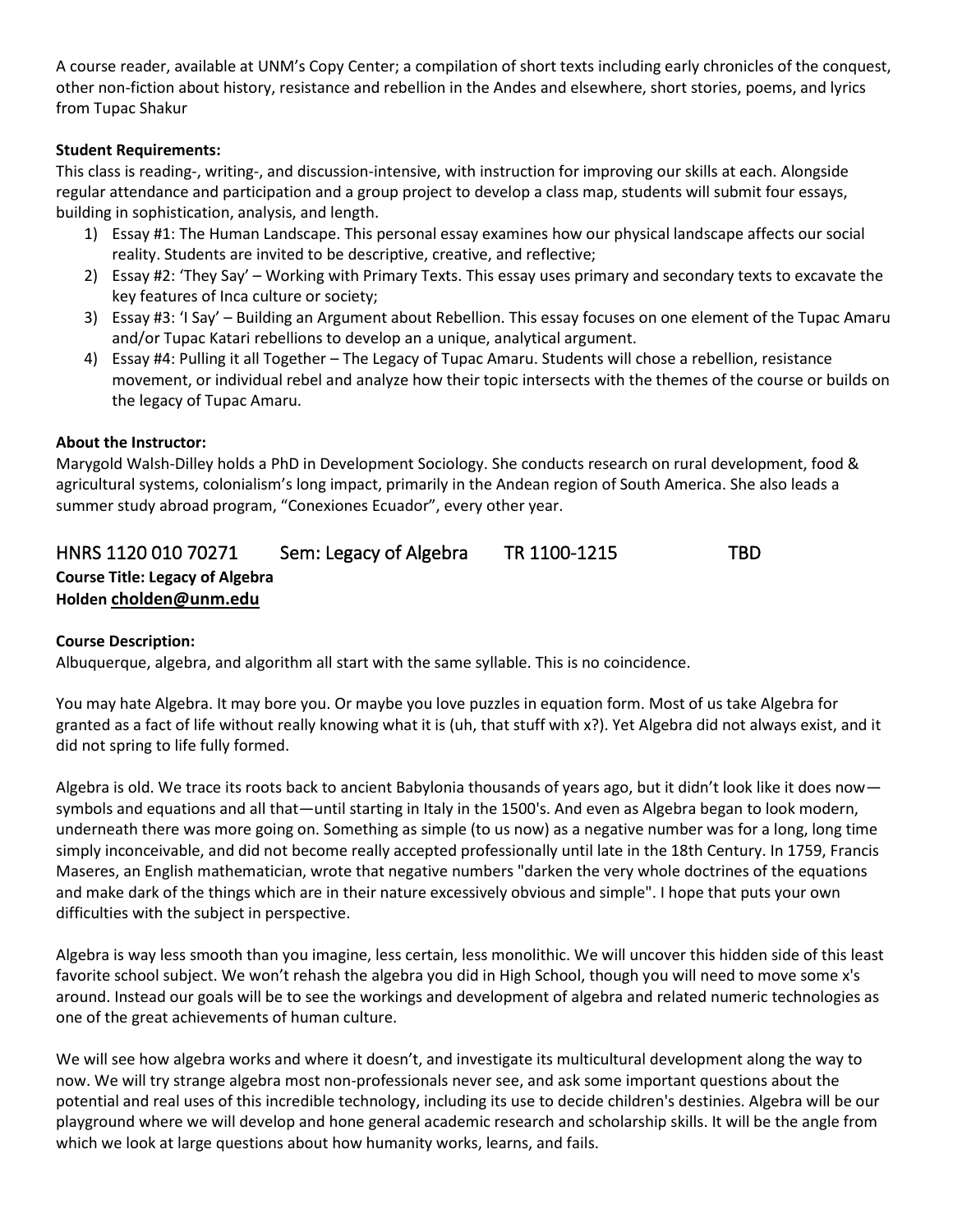A course reader, available at UNM's Copy Center; a compilation of short texts including early chronicles of the conquest, other non-fiction about history, resistance and rebellion in the Andes and elsewhere, short stories, poems, and lyrics from Tupac Shakur

**Student Requirements:**

This class is reading-, writing-, and discussion-intensive, with instruction for improving our skills at each. Alongside regular attendance and participation and a group project to develop a class map, students will submit four essays, building in sophistication, analysis, and length.

1) Essay #1: The Human Landscape. This personal essay examines how our physical landscape affects our social reality. Students are invited to be descriptive, creative, and reflective;
2) Essay #2: 'They Say' – Working with Primary Texts. This essay uses primary and secondary texts to excavate the key features of Inca culture or society;
3) Essay #3: 'I Say' – Building an Argument about Rebellion. This essay focuses on one element of the Tupac Amaru and/or Tupac Katari rebellions to develop an a unique, analytical argument.
4) Essay #4: Pulling it all Together – The Legacy of Tupac Amaru. Students will chose a rebellion, resistance movement, or individual rebel and analyze how their topic intersects with the themes of the course or builds on the legacy of Tupac Amaru.

**About the Instructor:**

Marygold Walsh-Dilley holds a PhD in Development Sociology. She conducts research on rural development, food & agricultural systems, colonialism's long impact, primarily in the Andean region of South America. She also leads a summer study abroad program, "Conexiones Ecuador", every other year.

## HNRS 1120 010 70271 Sem: Legacy of Algebra TR 1100-1215 TBD

**Course Title: Legacy of Algebra**
**Holden cholden@unm.edu**

**Course Description:**

Albuquerque, algebra, and algorithm all start with the same syllable. This is no coincidence.

You may hate Algebra. It may bore you. Or maybe you love puzzles in equation form. Most of us take Algebra for granted as a fact of life without really knowing what it is (uh, that stuff with x?). Yet Algebra did not always exist, and it did not spring to life fully formed.

Algebra is old. We trace its roots back to ancient Babylonia thousands of years ago, but it didn't look like it does now—symbols and equations and all that—until starting in Italy in the 1500's. And even as Algebra began to look modern, underneath there was more going on. Something as simple (to us now) as a negative number was for a long, long time simply inconceivable, and did not become really accepted professionally until late in the 18th Century. In 1759, Francis Maseres, an English mathematician, wrote that negative numbers "darken the very whole doctrines of the equations and make dark of the things which are in their nature excessively obvious and simple". I hope that puts your own difficulties with the subject in perspective.

Algebra is way less smooth than you imagine, less certain, less monolithic. We will uncover this hidden side of this least favorite school subject. We won't rehash the algebra you did in High School, though you will need to move some x's around. Instead our goals will be to see the workings and development of algebra and related numeric technologies as one of the great achievements of human culture.

We will see how algebra works and where it doesn't, and investigate its multicultural development along the way to now. We will try strange algebra most non-professionals never see, and ask some important questions about the potential and real uses of this incredible technology, including its use to decide children's destinies. Algebra will be our playground where we will develop and hone general academic research and scholarship skills. It will be the angle from which we look at large questions about how humanity works, learns, and fails.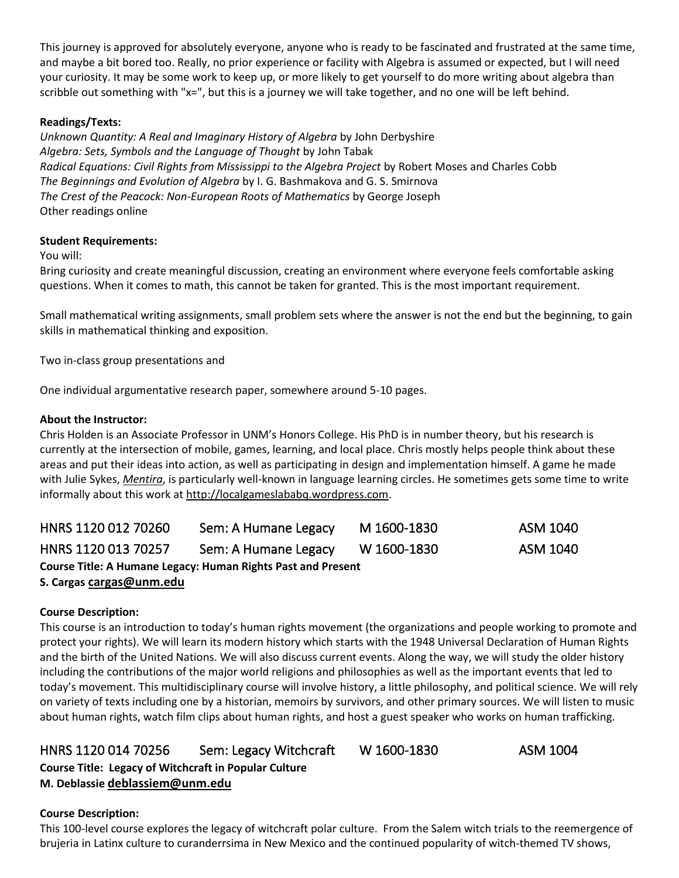This journey is approved for absolutely everyone, anyone who is ready to be fascinated and frustrated at the same time, and maybe a bit bored too. Really, no prior experience or facility with Algebra is assumed or expected, but I will need your curiosity. It may be some work to keep up, or more likely to get yourself to do more writing about algebra than scribble out something with "x=", but this is a journey we will take together, and no one will be left behind.

**Readings/Texts:**
*Unknown Quantity: A Real and Imaginary History of Algebra* by John Derbyshire
*Algebra: Sets, Symbols and the Language of Thought* by John Tabak
*Radical Equations: Civil Rights from Mississippi to the Algebra Project* by Robert Moses and Charles Cobb
*The Beginnings and Evolution of Algebra* by I. G. Bashmakova and G. S. Smirnova
*The Crest of the Peacock: Non-European Roots of Mathematics* by George Joseph
Other readings online

**Student Requirements:**
You will:
Bring curiosity and create meaningful discussion, creating an environment where everyone feels comfortable asking questions. When it comes to math, this cannot be taken for granted. This is the most important requirement.

Small mathematical writing assignments, small problem sets where the answer is not the end but the beginning, to gain skills in mathematical thinking and exposition.

Two in-class group presentations and

One individual argumentative research paper, somewhere around 5-10 pages.

**About the Instructor:**
Chris Holden is an Associate Professor in UNM's Honors College. His PhD is in number theory, but his research is currently at the intersection of mobile, games, learning, and local place. Chris mostly helps people think about these areas and put their ideas into action, as well as participating in design and implementation himself. A game he made with Julie Sykes, *Mentira*, is particularly well-known in language learning circles. He sometimes gets some time to write informally about this work at http://localgameslababq.wordpress.com.

## HNRS 1120 012 70260 Sem: A Humane Legacy M 1600-1830 ASM 1040
## HNRS 1120 013 70257 Sem: A Humane Legacy W 1600-1830 ASM 1040

**Course Title: A Humane Legacy: Human Rights Past and Present**
**S. Cargas cargas@unm.edu**

**Course Description:**
This course is an introduction to today's human rights movement (the organizations and people working to promote and protect your rights). We will learn its modern history which starts with the 1948 Universal Declaration of Human Rights and the birth of the United Nations. We will also discuss current events. Along the way, we will study the older history including the contributions of the major world religions and philosophies as well as the important events that led to today's movement. This multidisciplinary course will involve history, a little philosophy, and political science. We will rely on variety of texts including one by a historian, memoirs by survivors, and other primary sources. We will listen to music about human rights, watch film clips about human rights, and host a guest speaker who works on human trafficking.

## HNRS 1120 014 70256 Sem: Legacy Witchcraft W 1600-1830 ASM 1004

**Course Title: Legacy of Witchcraft in Popular Culture**
**M. Deblassie deblassiem@unm.edu**

**Course Description:**
This 100-level course explores the legacy of witchcraft polar culture. From the Salem witch trials to the reemergence of brujeria in Latinx culture to curanderrsima in New Mexico and the continued popularity of witch-themed TV shows,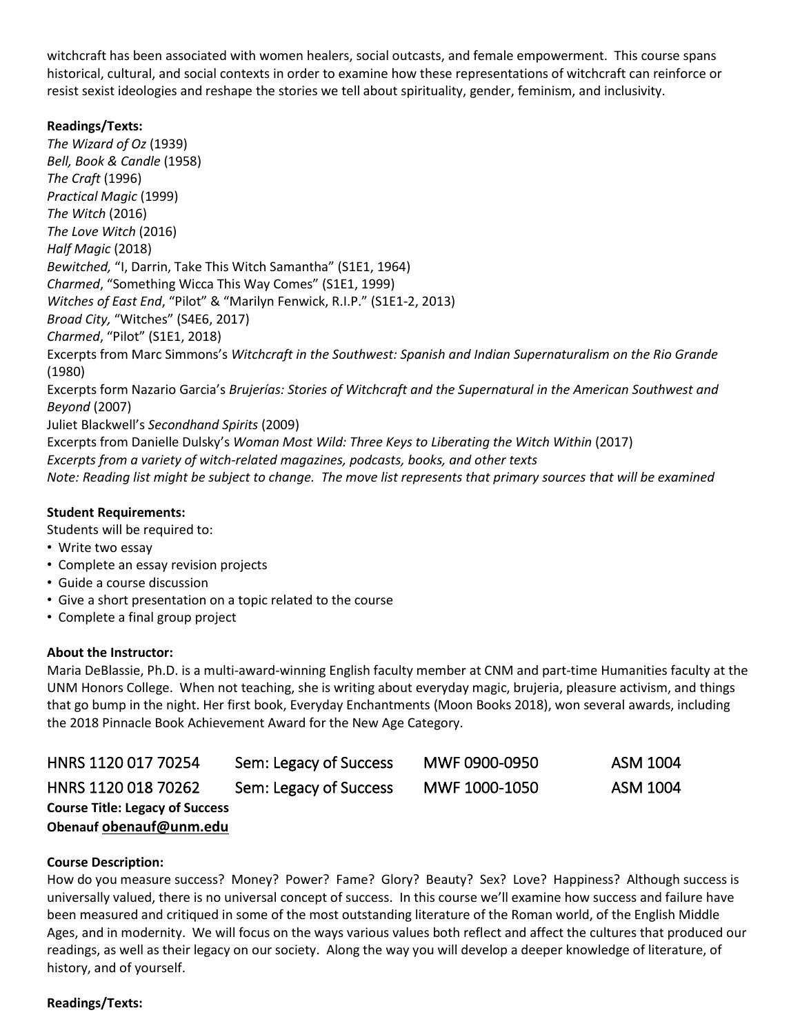witchcraft has been associated with women healers, social outcasts, and female empowerment. This course spans historical, cultural, and social contexts in order to examine how these representations of witchcraft can reinforce or resist sexist ideologies and reshape the stories we tell about spirituality, gender, feminism, and inclusivity.

**Readings/Texts:**

*The Wizard of Oz* (1939)
*Bell, Book & Candle* (1958)
*The Craft* (1996)
*Practical Magic* (1999)
*The Witch* (2016)
*The Love Witch* (2016)
*Half Magic* (2018)
*Bewitched,* "I, Darrin, Take This Witch Samantha" (S1E1, 1964)
*Charmed*, "Something Wicca This Way Comes" (S1E1, 1999)
*Witches of East End*, "Pilot" & "Marilyn Fenwick, R.I.P." (S1E1-2, 2013)
*Broad City,* "Witches" (S4E6, 2017)
*Charmed*, "Pilot" (S1E1, 2018)
Excerpts from Marc Simmons's *Witchcraft in the Southwest: Spanish and Indian Supernaturalism on the Rio Grande* (1980)
Excerpts form Nazario Garcia's *Brujerías: Stories of Witchcraft and the Supernatural in the American Southwest and Beyond* (2007)
Juliet Blackwell's *Secondhand Spirits* (2009)
Excerpts from Danielle Dulsky's *Woman Most Wild: Three Keys to Liberating the Witch Within* (2017)
*Excerpts from a variety of witch-related magazines, podcasts, books, and other texts*
*Note: Reading list might be subject to change. The move list represents that primary sources that will be examined*

**Student Requirements:**

Students will be required to:

- Write two essay
- Complete an essay revision projects
- Guide a course discussion
- Give a short presentation on a topic related to the course
- Complete a final group project

**About the Instructor:**

Maria DeBlassie, Ph.D. is a multi-award-winning English faculty member at CNM and part-time Humanities faculty at the UNM Honors College. When not teaching, she is writing about everyday magic, brujeria, pleasure activism, and things that go bump in the night. Her first book, Everyday Enchantments (Moon Books 2018), won several awards, including the 2018 Pinnacle Book Achievement Award for the New Age Category.

| HNRS 1120 017 70254 | Sem: Legacy of Success | MWF 0900-0950 | ASM 1004 |
|---|---|---|---|
| HNRS 1120 018 70262 | Sem: Legacy of Success | MWF 1000-1050 | ASM 1004 |

**Course Title: Legacy of Success**
**Obenauf obenauf@unm.edu**

**Course Description:**

How do you measure success? Money? Power? Fame? Glory? Beauty? Sex? Love? Happiness? Although success is universally valued, there is no universal concept of success. In this course we'll examine how success and failure have been measured and critiqued in some of the most outstanding literature of the Roman world, of the English Middle Ages, and in modernity. We will focus on the ways various values both reflect and affect the cultures that produced our readings, as well as their legacy on our society. Along the way you will develop a deeper knowledge of literature, of history, and of yourself.

**Readings/Texts:**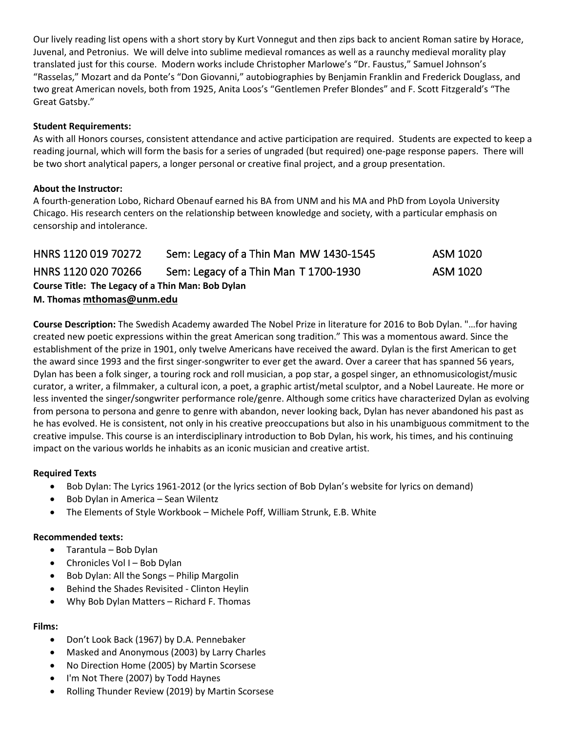Our lively reading list opens with a short story by Kurt Vonnegut and then zips back to ancient Roman satire by Horace, Juvenal, and Petronius. We will delve into sublime medieval romances as well as a raunchy medieval morality play translated just for this course. Modern works include Christopher Marlowe's "Dr. Faustus," Samuel Johnson's "Rasselas," Mozart and da Ponte's "Don Giovanni," autobiographies by Benjamin Franklin and Frederick Douglass, and two great American novels, both from 1925, Anita Loos's "Gentlemen Prefer Blondes" and F. Scott Fitzgerald's "The Great Gatsby."

**Student Requirements:**
As with all Honors courses, consistent attendance and active participation are required. Students are expected to keep a reading journal, which will form the basis for a series of ungraded (but required) one-page response papers. There will be two short analytical papers, a longer personal or creative final project, and a group presentation.

**About the Instructor:**
A fourth-generation Lobo, Richard Obenauf earned his BA from UNM and his MA and PhD from Loyola University Chicago. His research centers on the relationship between knowledge and society, with a particular emphasis on censorship and intolerance.

## HNRS 1120 019 70272 Sem: Legacy of a Thin Man MW 1430-1545 ASM 1020

## HNRS 1120 020 70266 Sem: Legacy of a Thin Man T 1700-1930 ASM 1020

**Course Title: The Legacy of a Thin Man: Bob Dylan**
**M. Thomas mthomas@unm.edu**

**Course Description:** The Swedish Academy awarded The Nobel Prize in literature for 2016 to Bob Dylan. "…for having created new poetic expressions within the great American song tradition." This was a momentous award. Since the establishment of the prize in 1901, only twelve Americans have received the award. Dylan is the first American to get the award since 1993 and the first singer-songwriter to ever get the award. Over a career that has spanned 56 years, Dylan has been a folk singer, a touring rock and roll musician, a pop star, a gospel singer, an ethnomusicologist/music curator, a writer, a filmmaker, a cultural icon, a poet, a graphic artist/metal sculptor, and a Nobel Laureate. He more or less invented the singer/songwriter performance role/genre. Although some critics have characterized Dylan as evolving from persona to persona and genre to genre with abandon, never looking back, Dylan has never abandoned his past as he has evolved. He is consistent, not only in his creative preoccupations but also in his unambiguous commitment to the creative impulse. This course is an interdisciplinary introduction to Bob Dylan, his work, his times, and his continuing impact on the various worlds he inhabits as an iconic musician and creative artist.

**Required Texts**

- Bob Dylan: The Lyrics 1961-2012 (or the lyrics section of Bob Dylan's website for lyrics on demand)
- Bob Dylan in America – Sean Wilentz
- The Elements of Style Workbook – Michele Poff, William Strunk, E.B. White

**Recommended texts:**

- Tarantula – Bob Dylan
- Chronicles Vol I – Bob Dylan
- Bob Dylan: All the Songs – Philip Margolin
- Behind the Shades Revisited - Clinton Heylin
- Why Bob Dylan Matters – Richard F. Thomas

**Films:**

- Don't Look Back (1967) by D.A. Pennebaker
- Masked and Anonymous (2003) by Larry Charles
- No Direction Home (2005) by Martin Scorsese
- I'm Not There (2007) by Todd Haynes
- Rolling Thunder Review (2019) by Martin Scorsese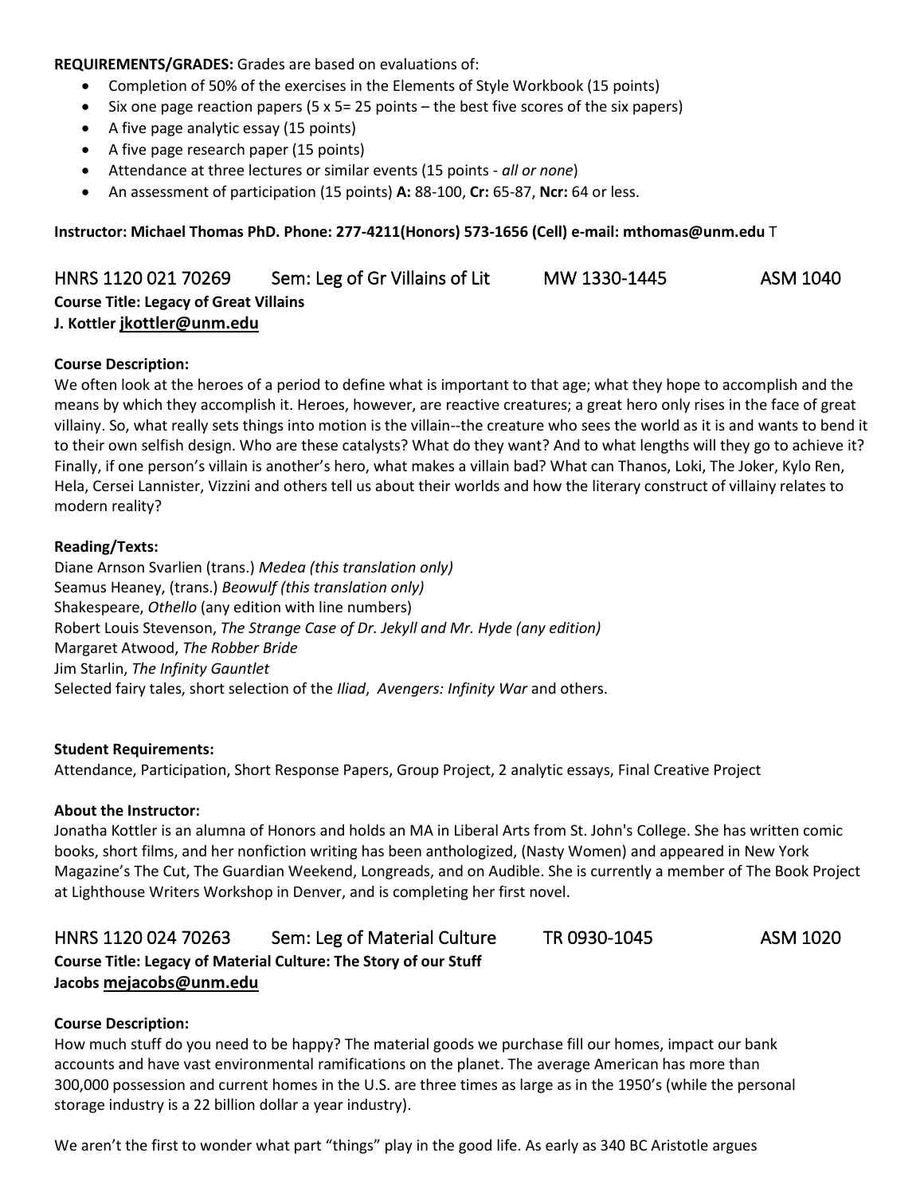**REQUIREMENTS/GRADES:** Grades are based on evaluations of:

- Completion of 50% of the exercises in the Elements of Style Workbook (15 points)
- Six one page reaction papers (5 x 5= 25 points – the best five scores of the six papers)
- A five page analytic essay (15 points)
- A five page research paper (15 points)
- Attendance at three lectures or similar events (15 points - *all or none*)
- An assessment of participation (15 points) **A:** 88-100, **Cr:** 65-87, **Ncr:** 64 or less.

**Instructor: Michael Thomas PhD. Phone: 277-4211(Honors) 573-1656 (Cell) e-mail: mthomas@unm.edu** T

## HNRS 1120 021 70269 Sem: Leg of Gr Villains of Lit MW 1330-1445 ASM 1040

**Course Title: Legacy of Great Villains**
**J. Kottler jkottler@unm.edu**

**Course Description:**
We often look at the heroes of a period to define what is important to that age; what they hope to accomplish and the means by which they accomplish it. Heroes, however, are reactive creatures; a great hero only rises in the face of great villainy. So, what really sets things into motion is the villain--the creature who sees the world as it is and wants to bend it to their own selfish design. Who are these catalysts? What do they want? And to what lengths will they go to achieve it? Finally, if one person's villain is another's hero, what makes a villain bad? What can Thanos, Loki, The Joker, Kylo Ren, Hela, Cersei Lannister, Vizzini and others tell us about their worlds and how the literary construct of villainy relates to modern reality?

**Reading/Texts:**
Diane Arnson Svarlien (trans.) *Medea (this translation only)*
Seamus Heaney, (trans.) *Beowulf (this translation only)*
Shakespeare, *Othello* (any edition with line numbers)
Robert Louis Stevenson, *The Strange Case of Dr. Jekyll and Mr. Hyde (any edition)*
Margaret Atwood, *The Robber Bride*
Jim Starlin, *The Infinity Gauntlet*
Selected fairy tales, short selection of the *Iliad*, *Avengers: Infinity War* and others.

**Student Requirements:**
Attendance, Participation, Short Response Papers, Group Project, 2 analytic essays, Final Creative Project

**About the Instructor:**
Jonatha Kottler is an alumna of Honors and holds an MA in Liberal Arts from St. John's College. She has written comic books, short films, and her nonfiction writing has been anthologized, (Nasty Women) and appeared in New York Magazine's The Cut, The Guardian Weekend, Longreads, and on Audible. She is currently a member of The Book Project at Lighthouse Writers Workshop in Denver, and is completing her first novel.

## HNRS 1120 024 70263 Sem: Leg of Material Culture TR 0930-1045 ASM 1020

**Course Title: Legacy of Material Culture: The Story of our Stuff**
**Jacobs mejacobs@unm.edu**

**Course Description:**
How much stuff do you need to be happy? The material goods we purchase fill our homes, impact our bank accounts and have vast environmental ramifications on the planet. The average American has more than 300,000 possession and current homes in the U.S. are three times as large as in the 1950's (while the personal storage industry is a 22 billion dollar a year industry).

We aren't the first to wonder what part "things" play in the good life. As early as 340 BC Aristotle argues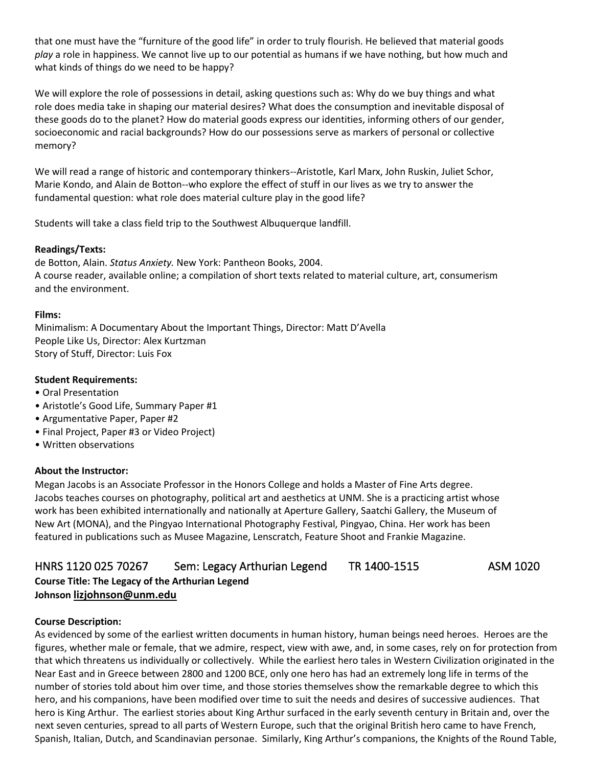that one must have the "furniture of the good life" in order to truly flourish. He believed that material goods *play* a role in happiness. We cannot live up to our potential as humans if we have nothing, but how much and what kinds of things do we need to be happy?

We will explore the role of possessions in detail, asking questions such as: Why do we buy things and what role does media take in shaping our material desires? What does the consumption and inevitable disposal of these goods do to the planet? How do material goods express our identities, informing others of our gender, socioeconomic and racial backgrounds? How do our possessions serve as markers of personal or collective memory?

We will read a range of historic and contemporary thinkers--Aristotle, Karl Marx, John Ruskin, Juliet Schor, Marie Kondo, and Alain de Botton--who explore the effect of stuff in our lives as we try to answer the fundamental question: what role does material culture play in the good life?

Students will take a class field trip to the Southwest Albuquerque landfill.

**Readings/Texts:**
de Botton, Alain. *Status Anxiety.* New York: Pantheon Books, 2004.
A course reader, available online; a compilation of short texts related to material culture, art, consumerism and the environment.

**Films:**
Minimalism: A Documentary About the Important Things, Director: Matt D'Avella
People Like Us, Director: Alex Kurtzman
Story of Stuff, Director: Luis Fox

**Student Requirements:**
- Oral Presentation
- Aristotle's Good Life, Summary Paper #1
- Argumentative Paper, Paper #2
- Final Project, Paper #3 or Video Project)
- Written observations

**About the Instructor:**
Megan Jacobs is an Associate Professor in the Honors College and holds a Master of Fine Arts degree. Jacobs teaches courses on photography, political art and aesthetics at UNM. She is a practicing artist whose work has been exhibited internationally and nationally at Aperture Gallery, Saatchi Gallery, the Museum of New Art (MONA), and the Pingyao International Photography Festival, Pingyao, China. Her work has been featured in publications such as Musee Magazine, Lenscratch, Feature Shoot and Frankie Magazine.

## HNRS 1120 025 70267 Sem: Legacy Arthurian Legend TR 1400-1515 ASM 1020

**Course Title: The Legacy of the Arthurian Legend**
**Johnson lizjohnson@unm.edu**

**Course Description:**
As evidenced by some of the earliest written documents in human history, human beings need heroes. Heroes are the figures, whether male or female, that we admire, respect, view with awe, and, in some cases, rely on for protection from that which threatens us individually or collectively. While the earliest hero tales in Western Civilization originated in the Near East and in Greece between 2800 and 1200 BCE, only one hero has had an extremely long life in terms of the number of stories told about him over time, and those stories themselves show the remarkable degree to which this hero, and his companions, have been modified over time to suit the needs and desires of successive audiences. That hero is King Arthur. The earliest stories about King Arthur surfaced in the early seventh century in Britain and, over the next seven centuries, spread to all parts of Western Europe, such that the original British hero came to have French, Spanish, Italian, Dutch, and Scandinavian personae. Similarly, King Arthur's companions, the Knights of the Round Table,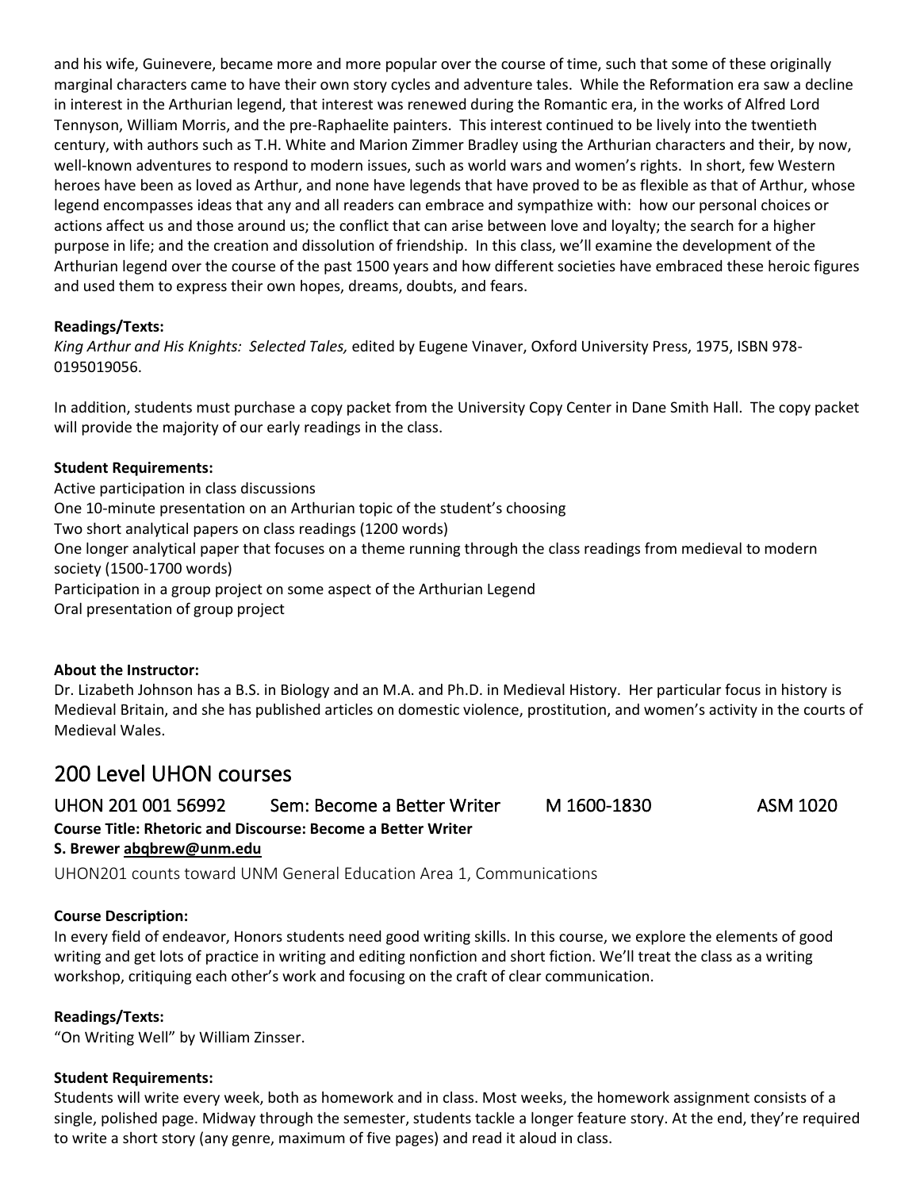and his wife, Guinevere, became more and more popular over the course of time, such that some of these originally marginal characters came to have their own story cycles and adventure tales. While the Reformation era saw a decline in interest in the Arthurian legend, that interest was renewed during the Romantic era, in the works of Alfred Lord Tennyson, William Morris, and the pre-Raphaelite painters. This interest continued to be lively into the twentieth century, with authors such as T.H. White and Marion Zimmer Bradley using the Arthurian characters and their, by now, well-known adventures to respond to modern issues, such as world wars and women's rights. In short, few Western heroes have been as loved as Arthur, and none have legends that have proved to be as flexible as that of Arthur, whose legend encompasses ideas that any and all readers can embrace and sympathize with: how our personal choices or actions affect us and those around us; the conflict that can arise between love and loyalty; the search for a higher purpose in life; and the creation and dissolution of friendship. In this class, we'll examine the development of the Arthurian legend over the course of the past 1500 years and how different societies have embraced these heroic figures and used them to express their own hopes, dreams, doubts, and fears.

**Readings/Texts:**
*King Arthur and His Knights: Selected Tales,* edited by Eugene Vinaver, Oxford University Press, 1975, ISBN 978-0195019056.

In addition, students must purchase a copy packet from the University Copy Center in Dane Smith Hall. The copy packet will provide the majority of our early readings in the class.

**Student Requirements:**
Active participation in class discussions
One 10-minute presentation on an Arthurian topic of the student's choosing
Two short analytical papers on class readings (1200 words)
One longer analytical paper that focuses on a theme running through the class readings from medieval to modern society (1500-1700 words)
Participation in a group project on some aspect of the Arthurian Legend
Oral presentation of group project

**About the Instructor:**
Dr. Lizabeth Johnson has a B.S. in Biology and an M.A. and Ph.D. in Medieval History. Her particular focus in history is Medieval Britain, and she has published articles on domestic violence, prostitution, and women's activity in the courts of Medieval Wales.

# 200 Level UHON courses

## UHON 201 001 56992 Sem: Become a Better Writer M 1600-1830 ASM 1020

**Course Title: Rhetoric and Discourse: Become a Better Writer**
**S. Brewer abqbrew@unm.edu**

UHON201 counts toward UNM General Education Area 1, Communications

**Course Description:**
In every field of endeavor, Honors students need good writing skills. In this course, we explore the elements of good writing and get lots of practice in writing and editing nonfiction and short fiction. We'll treat the class as a writing workshop, critiquing each other's work and focusing on the craft of clear communication.

**Readings/Texts:**
"On Writing Well" by William Zinsser.

**Student Requirements:**
Students will write every week, both as homework and in class. Most weeks, the homework assignment consists of a single, polished page. Midway through the semester, students tackle a longer feature story. At the end, they're required to write a short story (any genre, maximum of five pages) and read it aloud in class.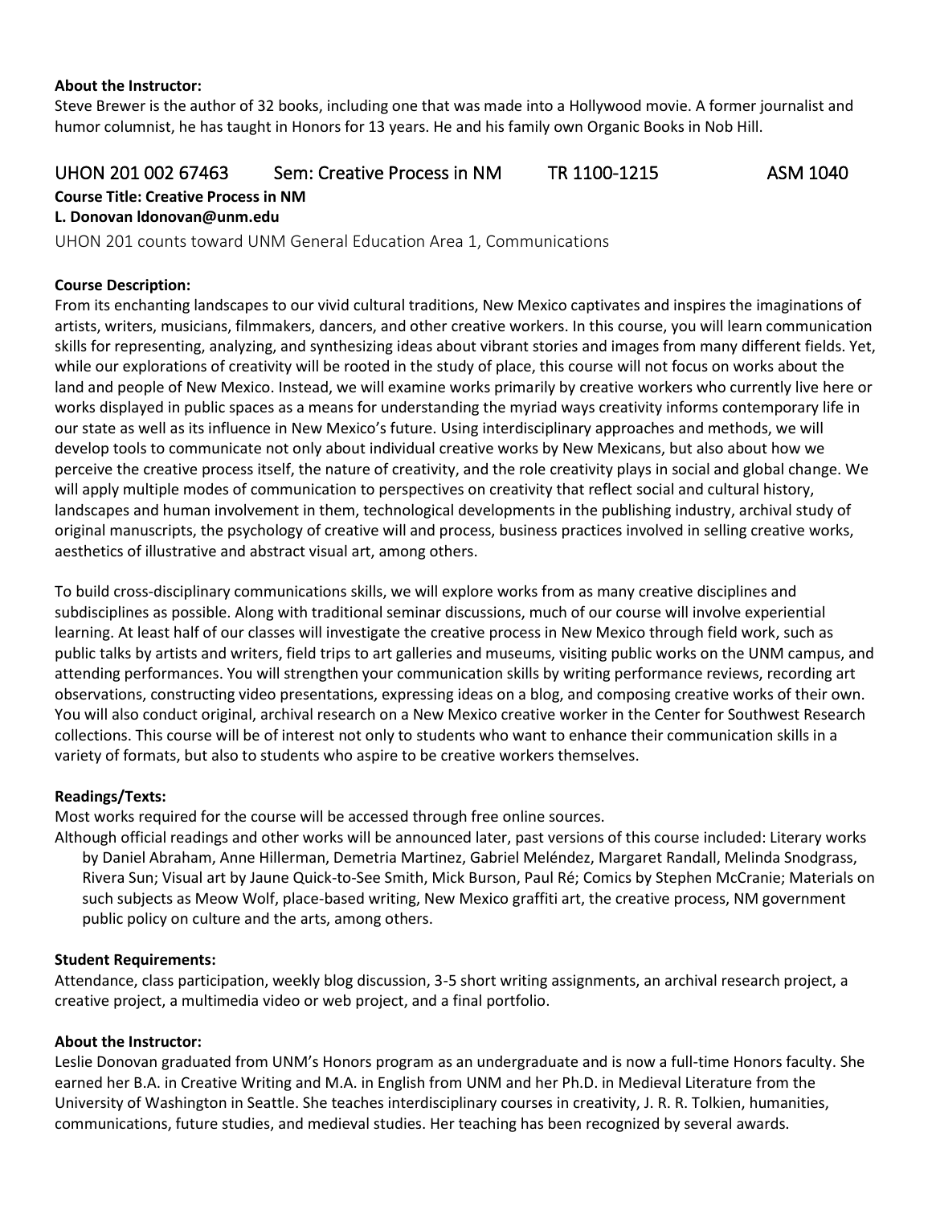**About the Instructor:**
Steve Brewer is the author of 32 books, including one that was made into a Hollywood movie. A former journalist and humor columnist, he has taught in Honors for 13 years. He and his family own Organic Books in Nob Hill.

## UHON 201 002 67463 Sem: Creative Process in NM TR 1100-1215 ASM 1040

**Course Title: Creative Process in NM**
**L. Donovan ldonovan@unm.edu**

UHON 201 counts toward UNM General Education Area 1, Communications

**Course Description:**
From its enchanting landscapes to our vivid cultural traditions, New Mexico captivates and inspires the imaginations of artists, writers, musicians, filmmakers, dancers, and other creative workers. In this course, you will learn communication skills for representing, analyzing, and synthesizing ideas about vibrant stories and images from many different fields. Yet, while our explorations of creativity will be rooted in the study of place, this course will not focus on works about the land and people of New Mexico. Instead, we will examine works primarily by creative workers who currently live here or works displayed in public spaces as a means for understanding the myriad ways creativity informs contemporary life in our state as well as its influence in New Mexico's future. Using interdisciplinary approaches and methods, we will develop tools to communicate not only about individual creative works by New Mexicans, but also about how we perceive the creative process itself, the nature of creativity, and the role creativity plays in social and global change. We will apply multiple modes of communication to perspectives on creativity that reflect social and cultural history, landscapes and human involvement in them, technological developments in the publishing industry, archival study of original manuscripts, the psychology of creative will and process, business practices involved in selling creative works, aesthetics of illustrative and abstract visual art, among others.

To build cross-disciplinary communications skills, we will explore works from as many creative disciplines and subdisciplines as possible. Along with traditional seminar discussions, much of our course will involve experiential learning. At least half of our classes will investigate the creative process in New Mexico through field work, such as public talks by artists and writers, field trips to art galleries and museums, visiting public works on the UNM campus, and attending performances. You will strengthen your communication skills by writing performance reviews, recording art observations, constructing video presentations, expressing ideas on a blog, and composing creative works of their own. You will also conduct original, archival research on a New Mexico creative worker in the Center for Southwest Research collections. This course will be of interest not only to students who want to enhance their communication skills in a variety of formats, but also to students who aspire to be creative workers themselves.

**Readings/Texts:**
Most works required for the course will be accessed through free online sources.
Although official readings and other works will be announced later, past versions of this course included: Literary works by Daniel Abraham, Anne Hillerman, Demetria Martinez, Gabriel Meléndez, Margaret Randall, Melinda Snodgrass, Rivera Sun; Visual art by Jaune Quick-to-See Smith, Mick Burson, Paul Ré; Comics by Stephen McCranie; Materials on such subjects as Meow Wolf, place-based writing, New Mexico graffiti art, the creative process, NM government public policy on culture and the arts, among others.

**Student Requirements:**
Attendance, class participation, weekly blog discussion, 3-5 short writing assignments, an archival research project, a creative project, a multimedia video or web project, and a final portfolio.

**About the Instructor:**
Leslie Donovan graduated from UNM's Honors program as an undergraduate and is now a full-time Honors faculty. She earned her B.A. in Creative Writing and M.A. in English from UNM and her Ph.D. in Medieval Literature from the University of Washington in Seattle. She teaches interdisciplinary courses in creativity, J. R. R. Tolkien, humanities, communications, future studies, and medieval studies. Her teaching has been recognized by several awards.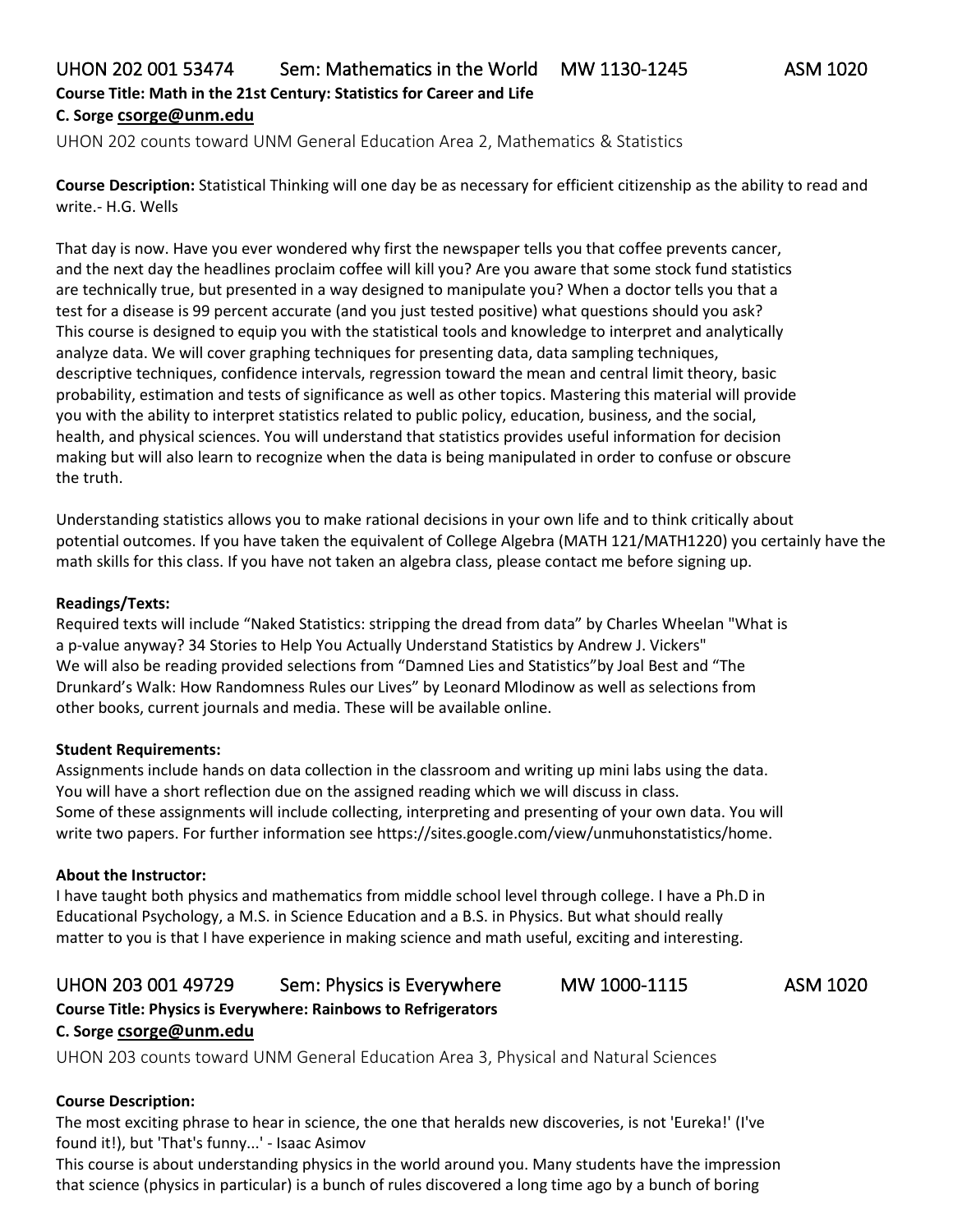## UHON 202 001 53474 Sem: Mathematics in the World MW 1130-1245 ASM 1020

**Course Title: Math in the 21st Century: Statistics for Career and Life**

**C. Sorge csorge@unm.edu**

UHON 202 counts toward UNM General Education Area 2, Mathematics & Statistics

**Course Description:** Statistical Thinking will one day be as necessary for efficient citizenship as the ability to read and write.- H.G. Wells

That day is now. Have you ever wondered why first the newspaper tells you that coffee prevents cancer, and the next day the headlines proclaim coffee will kill you? Are you aware that some stock fund statistics are technically true, but presented in a way designed to manipulate you? When a doctor tells you that a test for a disease is 99 percent accurate (and you just tested positive) what questions should you ask? This course is designed to equip you with the statistical tools and knowledge to interpret and analytically analyze data. We will cover graphing techniques for presenting data, data sampling techniques, descriptive techniques, confidence intervals, regression toward the mean and central limit theory, basic probability, estimation and tests of significance as well as other topics. Mastering this material will provide you with the ability to interpret statistics related to public policy, education, business, and the social, health, and physical sciences. You will understand that statistics provides useful information for decision making but will also learn to recognize when the data is being manipulated in order to confuse or obscure the truth.

Understanding statistics allows you to make rational decisions in your own life and to think critically about potential outcomes. If you have taken the equivalent of College Algebra (MATH 121/MATH1220) you certainly have the math skills for this class. If you have not taken an algebra class, please contact me before signing up.

**Readings/Texts:**

Required texts will include "Naked Statistics: stripping the dread from data" by Charles Wheelan "What is a p-value anyway? 34 Stories to Help You Actually Understand Statistics by Andrew J. Vickers"
We will also be reading provided selections from "Damned Lies and Statistics"by Joal Best and "The Drunkard's Walk: How Randomness Rules our Lives" by Leonard Mlodinow as well as selections from other books, current journals and media. These will be available online.

**Student Requirements:**

Assignments include hands on data collection in the classroom and writing up mini labs using the data. You will have a short reflection due on the assigned reading which we will discuss in class.
Some of these assignments will include collecting, interpreting and presenting of your own data. You will write two papers. For further information see https://sites.google.com/view/unmuhonstatistics/home.

**About the Instructor:**

I have taught both physics and mathematics from middle school level through college. I have a Ph.D in Educational Psychology, a M.S. in Science Education and a B.S. in Physics. But what should really matter to you is that I have experience in making science and math useful, exciting and interesting.

## UHON 203 001 49729 Sem: Physics is Everywhere MW 1000-1115 ASM 1020

**Course Title: Physics is Everywhere: Rainbows to Refrigerators**

**C. Sorge csorge@unm.edu**

UHON 203 counts toward UNM General Education Area 3, Physical and Natural Sciences

**Course Description:**

The most exciting phrase to hear in science, the one that heralds new discoveries, is not 'Eureka!' (I've found it!), but 'That's funny...' - Isaac Asimov
This course is about understanding physics in the world around you. Many students have the impression that science (physics in particular) is a bunch of rules discovered a long time ago by a bunch of boring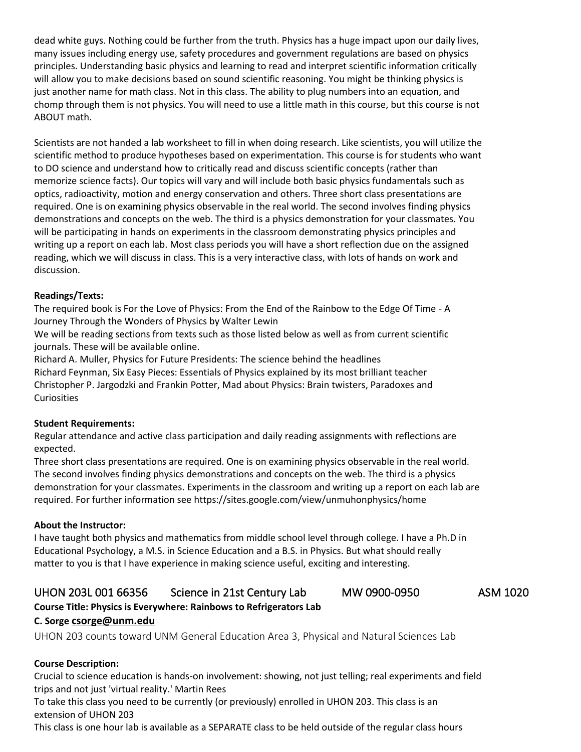dead white guys. Nothing could be further from the truth. Physics has a huge impact upon our daily lives, many issues including energy use, safety procedures and government regulations are based on physics principles. Understanding basic physics and learning to read and interpret scientific information critically will allow you to make decisions based on sound scientific reasoning. You might be thinking physics is just another name for math class. Not in this class. The ability to plug numbers into an equation, and chomp through them is not physics. You will need to use a little math in this course, but this course is not ABOUT math.

Scientists are not handed a lab worksheet to fill in when doing research. Like scientists, you will utilize the scientific method to produce hypotheses based on experimentation. This course is for students who want to DO science and understand how to critically read and discuss scientific concepts (rather than memorize science facts). Our topics will vary and will include both basic physics fundamentals such as optics, radioactivity, motion and energy conservation and others. Three short class presentations are required. One is on examining physics observable in the real world. The second involves finding physics demonstrations and concepts on the web. The third is a physics demonstration for your classmates. You will be participating in hands on experiments in the classroom demonstrating physics principles and writing up a report on each lab. Most class periods you will have a short reflection due on the assigned reading, which we will discuss in class. This is a very interactive class, with lots of hands on work and discussion.

**Readings/Texts:**
The required book is For the Love of Physics: From the End of the Rainbow to the Edge Of Time - A Journey Through the Wonders of Physics by Walter Lewin
We will be reading sections from texts such as those listed below as well as from current scientific journals. These will be available online.
Richard A. Muller, Physics for Future Presidents: The science behind the headlines
Richard Feynman, Six Easy Pieces: Essentials of Physics explained by its most brilliant teacher
Christopher P. Jargodzki and Frankin Potter, Mad about Physics: Brain twisters, Paradoxes and Curiosities

**Student Requirements:**
Regular attendance and active class participation and daily reading assignments with reflections are expected.
Three short class presentations are required. One is on examining physics observable in the real world. The second involves finding physics demonstrations and concepts on the web. The third is a physics demonstration for your classmates. Experiments in the classroom and writing up a report on each lab are required. For further information see https://sites.google.com/view/unmuhonphysics/home

**About the Instructor:**
I have taught both physics and mathematics from middle school level through college. I have a Ph.D in Educational Psychology, a M.S. in Science Education and a B.S. in Physics. But what should really matter to you is that I have experience in making science useful, exciting and interesting.

## UHON 203L 001 66356 Science in 21st Century Lab MW 0900-0950 ASM 1020

**Course Title: Physics is Everywhere: Rainbows to Refrigerators Lab**
**C. Sorge csorge@unm.edu**

UHON 203 counts toward UNM General Education Area 3, Physical and Natural Sciences Lab

**Course Description:**
Crucial to science education is hands-on involvement: showing, not just telling; real experiments and field trips and not just 'virtual reality.' Martin Rees
To take this class you need to be currently (or previously) enrolled in UHON 203. This class is an extension of UHON 203
This class is one hour lab is available as a SEPARATE class to be held outside of the regular class hours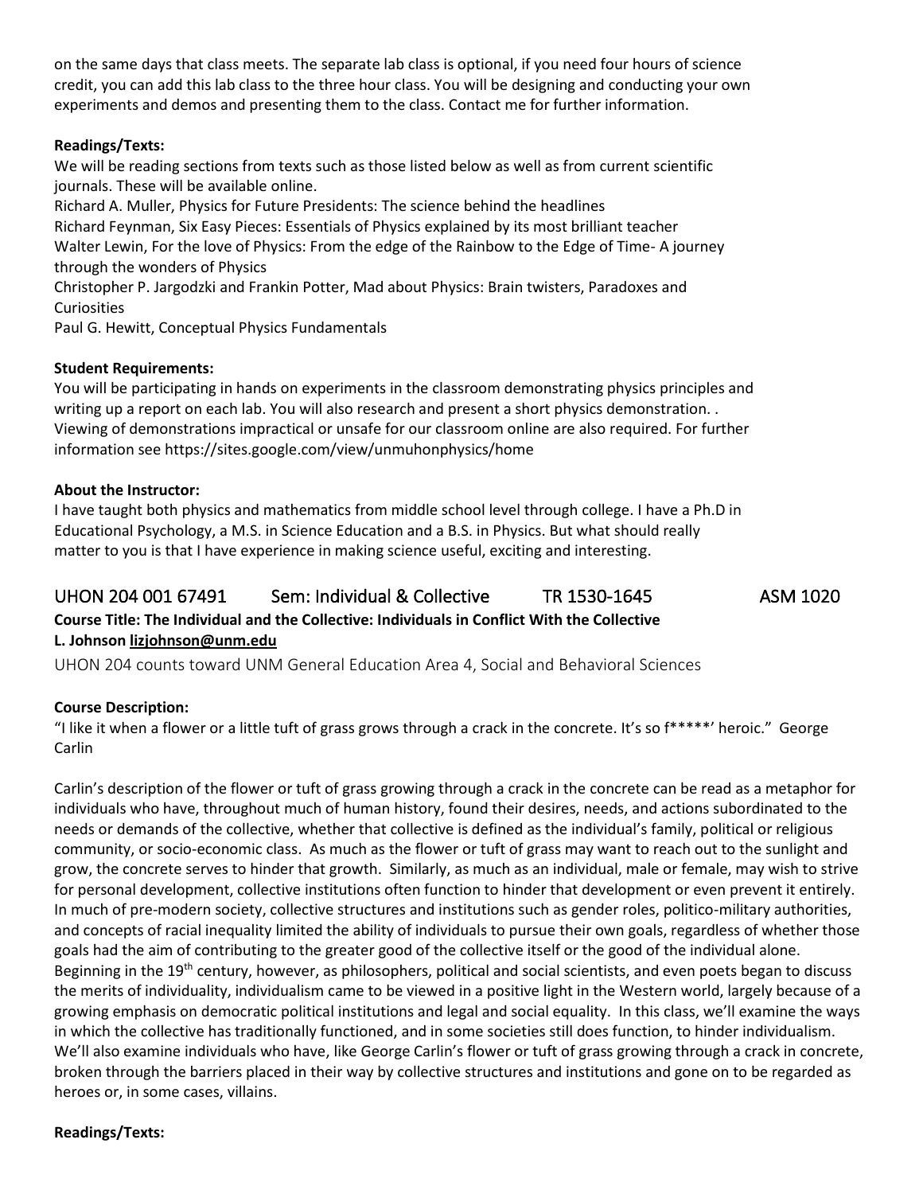on the same days that class meets. The separate lab class is optional, if you need four hours of science credit, you can add this lab class to the three hour class. You will be designing and conducting your own experiments and demos and presenting them to the class. Contact me for further information.

**Readings/Texts:**

We will be reading sections from texts such as those listed below as well as from current scientific journals. These will be available online.

Richard A. Muller, Physics for Future Presidents: The science behind the headlines
Richard Feynman, Six Easy Pieces: Essentials of Physics explained by its most brilliant teacher
Walter Lewin, For the love of Physics: From the edge of the Rainbow to the Edge of Time- A journey through the wonders of Physics
Christopher P. Jargodzki and Frankin Potter, Mad about Physics: Brain twisters, Paradoxes and Curiosities
Paul G. Hewitt, Conceptual Physics Fundamentals

**Student Requirements:**

You will be participating in hands on experiments in the classroom demonstrating physics principles and writing up a report on each lab. You will also research and present a short physics demonstration. . Viewing of demonstrations impractical or unsafe for our classroom online are also required. For further information see https://sites.google.com/view/unmuhonphysics/home

**About the Instructor:**

I have taught both physics and mathematics from middle school level through college. I have a Ph.D in Educational Psychology, a M.S. in Science Education and a B.S. in Physics. But what should really matter to you is that I have experience in making science useful, exciting and interesting.

## UHON 204 001 67491 Sem: Individual & Collective TR 1530-1645 ASM 1020

**Course Title: The Individual and the Collective: Individuals in Conflict With the Collective**
**L. Johnson lizjohnson@unm.edu**

UHON 204 counts toward UNM General Education Area 4, Social and Behavioral Sciences

**Course Description:**

"I like it when a flower or a little tuft of grass grows through a crack in the concrete. It's so f*****' heroic." George Carlin

Carlin's description of the flower or tuft of grass growing through a crack in the concrete can be read as a metaphor for individuals who have, throughout much of human history, found their desires, needs, and actions subordinated to the needs or demands of the collective, whether that collective is defined as the individual's family, political or religious community, or socio-economic class. As much as the flower or tuft of grass may want to reach out to the sunlight and grow, the concrete serves to hinder that growth. Similarly, as much as an individual, male or female, may wish to strive for personal development, collective institutions often function to hinder that development or even prevent it entirely. In much of pre-modern society, collective structures and institutions such as gender roles, politico-military authorities, and concepts of racial inequality limited the ability of individuals to pursue their own goals, regardless of whether those goals had the aim of contributing to the greater good of the collective itself or the good of the individual alone. Beginning in the 19th century, however, as philosophers, political and social scientists, and even poets began to discuss the merits of individuality, individualism came to be viewed in a positive light in the Western world, largely because of a growing emphasis on democratic political institutions and legal and social equality. In this class, we'll examine the ways in which the collective has traditionally functioned, and in some societies still does function, to hinder individualism. We'll also examine individuals who have, like George Carlin's flower or tuft of grass growing through a crack in concrete, broken through the barriers placed in their way by collective structures and institutions and gone on to be regarded as heroes or, in some cases, villains.

**Readings/Texts:**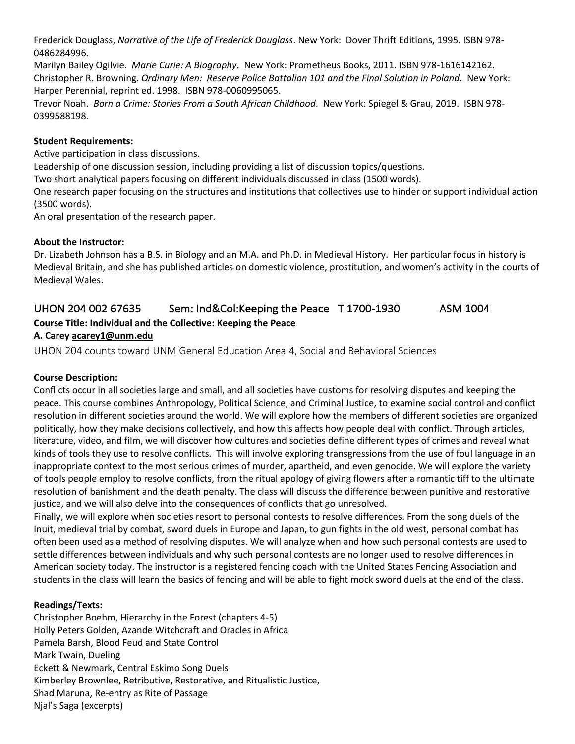Frederick Douglass, *Narrative of the Life of Frederick Douglass*. New York: Dover Thrift Editions, 1995. ISBN 978-0486284996.

Marilyn Bailey Ogilvie. *Marie Curie: A Biography*. New York: Prometheus Books, 2011. ISBN 978-1616142162.

Christopher R. Browning. *Ordinary Men: Reserve Police Battalion 101 and the Final Solution in Poland*. New York: Harper Perennial, reprint ed. 1998. ISBN 978-0060995065.

Trevor Noah. *Born a Crime: Stories From a South African Childhood*. New York: Spiegel & Grau, 2019. ISBN 978-0399588198.

**Student Requirements:**

Active participation in class discussions.

Leadership of one discussion session, including providing a list of discussion topics/questions.

Two short analytical papers focusing on different individuals discussed in class (1500 words).

One research paper focusing on the structures and institutions that collectives use to hinder or support individual action (3500 words).

An oral presentation of the research paper.

**About the Instructor:**

Dr. Lizabeth Johnson has a B.S. in Biology and an M.A. and Ph.D. in Medieval History. Her particular focus in history is Medieval Britain, and she has published articles on domestic violence, prostitution, and women's activity in the courts of Medieval Wales.

## UHON 204 002 67635 Sem: Ind&Col:Keeping the Peace T 1700-1930 ASM 1004

**Course Title: Individual and the Collective: Keeping the Peace**

**A. Carey acarey1@unm.edu**

UHON 204 counts toward UNM General Education Area 4, Social and Behavioral Sciences

**Course Description:**

Conflicts occur in all societies large and small, and all societies have customs for resolving disputes and keeping the peace. This course combines Anthropology, Political Science, and Criminal Justice, to examine social control and conflict resolution in different societies around the world. We will explore how the members of different societies are organized politically, how they make decisions collectively, and how this affects how people deal with conflict. Through articles, literature, video, and film, we will discover how cultures and societies define different types of crimes and reveal what kinds of tools they use to resolve conflicts. This will involve exploring transgressions from the use of foul language in an inappropriate context to the most serious crimes of murder, apartheid, and even genocide. We will explore the variety of tools people employ to resolve conflicts, from the ritual apology of giving flowers after a romantic tiff to the ultimate resolution of banishment and the death penalty. The class will discuss the difference between punitive and restorative justice, and we will also delve into the consequences of conflicts that go unresolved.

Finally, we will explore when societies resort to personal contests to resolve differences. From the song duels of the Inuit, medieval trial by combat, sword duels in Europe and Japan, to gun fights in the old west, personal combat has often been used as a method of resolving disputes. We will analyze when and how such personal contests are used to settle differences between individuals and why such personal contests are no longer used to resolve differences in American society today. The instructor is a registered fencing coach with the United States Fencing Association and students in the class will learn the basics of fencing and will be able to fight mock sword duels at the end of the class.

**Readings/Texts:**

Christopher Boehm, Hierarchy in the Forest (chapters 4-5)

Holly Peters Golden, Azande Witchcraft and Oracles in Africa

Pamela Barsh, Blood Feud and State Control

Mark Twain, Dueling

Eckett & Newmark, Central Eskimo Song Duels

Kimberley Brownlee, Retributive, Restorative, and Ritualistic Justice,

Shad Maruna, Re-entry as Rite of Passage

Njal's Saga (excerpts)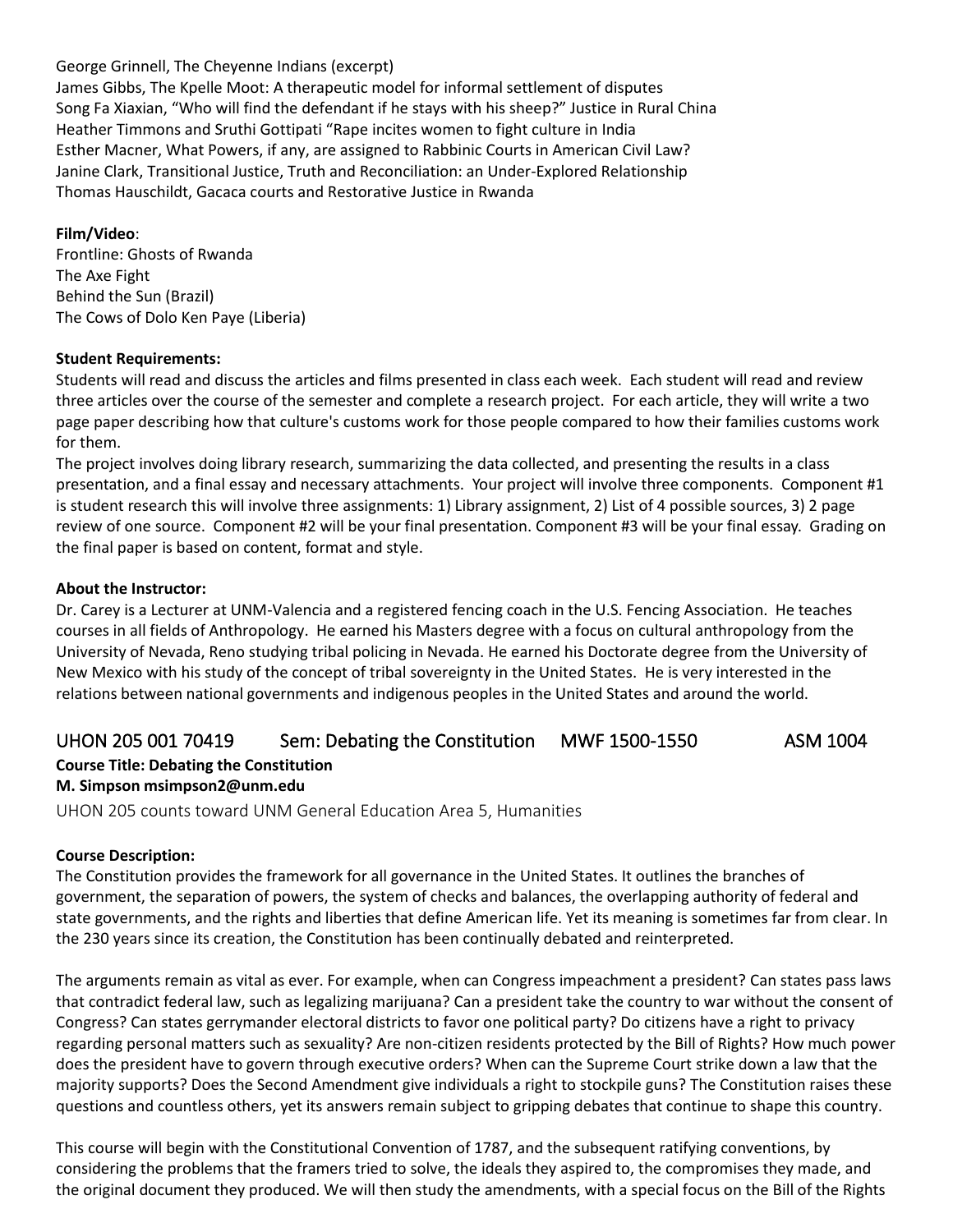George Grinnell, The Cheyenne Indians (excerpt)
James Gibbs, The Kpelle Moot: A therapeutic model for informal settlement of disputes
Song Fa Xiaxian, "Who will find the defendant if he stays with his sheep?" Justice in Rural China
Heather Timmons and Sruthi Gottipati "Rape incites women to fight culture in India
Esther Macner, What Powers, if any, are assigned to Rabbinic Courts in American Civil Law?
Janine Clark, Transitional Justice, Truth and Reconciliation: an Under-Explored Relationship
Thomas Hauschildt, Gacaca courts and Restorative Justice in Rwanda

**Film/Video**:
Frontline: Ghosts of Rwanda
The Axe Fight
Behind the Sun (Brazil)
The Cows of Dolo Ken Paye (Liberia)

**Student Requirements:**
Students will read and discuss the articles and films presented in class each week. Each student will read and review three articles over the course of the semester and complete a research project. For each article, they will write a two page paper describing how that culture's customs work for those people compared to how their families customs work for them.
The project involves doing library research, summarizing the data collected, and presenting the results in a class presentation, and a final essay and necessary attachments. Your project will involve three components. Component #1 is student research this will involve three assignments: 1) Library assignment, 2) List of 4 possible sources, 3) 2 page review of one source. Component #2 will be your final presentation. Component #3 will be your final essay. Grading on the final paper is based on content, format and style.

**About the Instructor:**
Dr. Carey is a Lecturer at UNM-Valencia and a registered fencing coach in the U.S. Fencing Association. He teaches courses in all fields of Anthropology. He earned his Masters degree with a focus on cultural anthropology from the University of Nevada, Reno studying tribal policing in Nevada. He earned his Doctorate degree from the University of New Mexico with his study of the concept of tribal sovereignty in the United States. He is very interested in the relations between national governments and indigenous peoples in the United States and around the world.

## UHON 205 001 70419 Sem: Debating the Constitution MWF 1500-1550 ASM 1004

**Course Title: Debating the Constitution**
**M. Simpson msimpson2@unm.edu**

UHON 205 counts toward UNM General Education Area 5, Humanities

**Course Description:**
The Constitution provides the framework for all governance in the United States. It outlines the branches of government, the separation of powers, the system of checks and balances, the overlapping authority of federal and state governments, and the rights and liberties that define American life. Yet its meaning is sometimes far from clear. In the 230 years since its creation, the Constitution has been continually debated and reinterpreted.

The arguments remain as vital as ever. For example, when can Congress impeachment a president? Can states pass laws that contradict federal law, such as legalizing marijuana? Can a president take the country to war without the consent of Congress? Can states gerrymander electoral districts to favor one political party? Do citizens have a right to privacy regarding personal matters such as sexuality? Are non-citizen residents protected by the Bill of Rights? How much power does the president have to govern through executive orders? When can the Supreme Court strike down a law that the majority supports? Does the Second Amendment give individuals a right to stockpile guns? The Constitution raises these questions and countless others, yet its answers remain subject to gripping debates that continue to shape this country.

This course will begin with the Constitutional Convention of 1787, and the subsequent ratifying conventions, by considering the problems that the framers tried to solve, the ideals they aspired to, the compromises they made, and the original document they produced. We will then study the amendments, with a special focus on the Bill of the Rights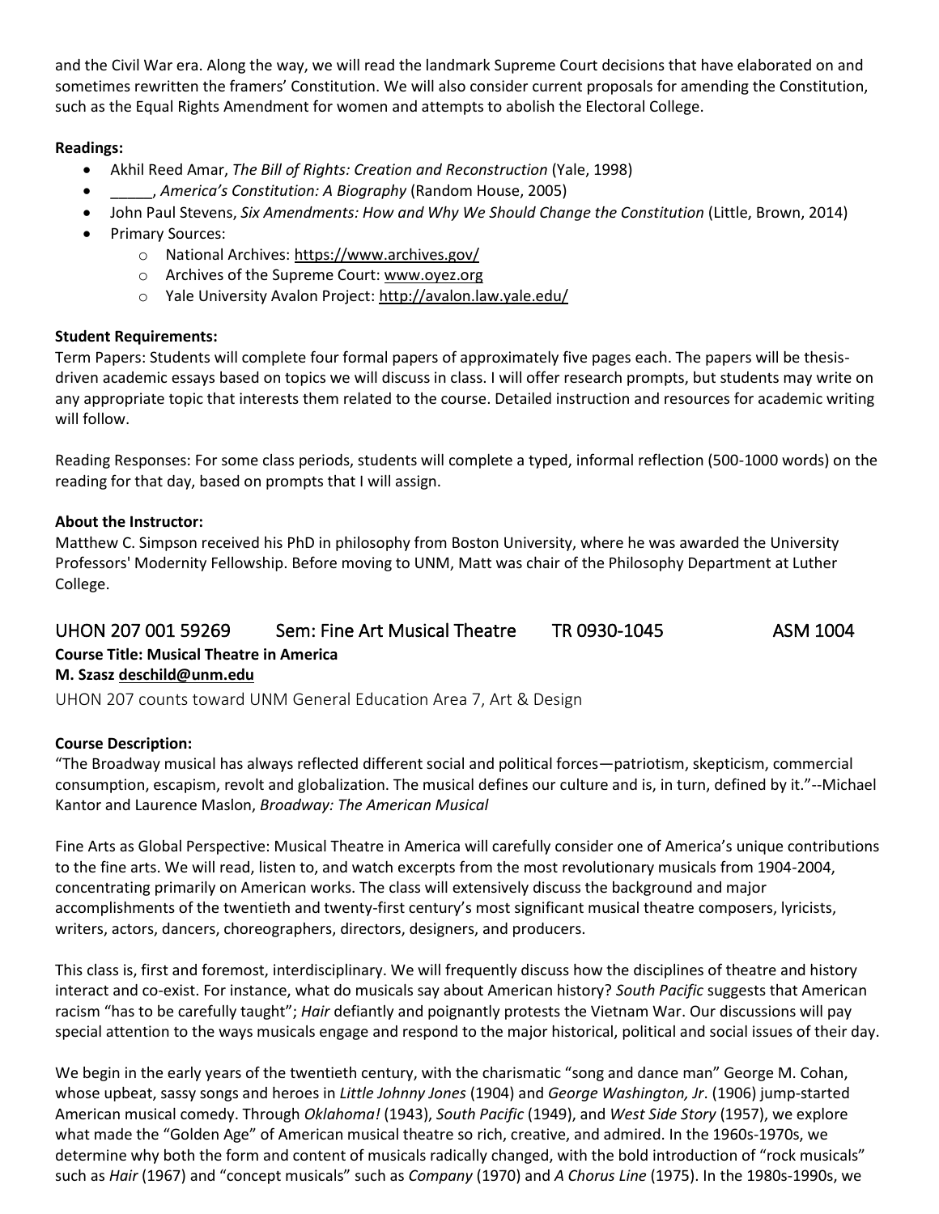and the Civil War era. Along the way, we will read the landmark Supreme Court decisions that have elaborated on and sometimes rewritten the framers' Constitution. We will also consider current proposals for amending the Constitution, such as the Equal Rights Amendment for women and attempts to abolish the Electoral College.

**Readings:**

- Akhil Reed Amar, *The Bill of Rights: Creation and Reconstruction* (Yale, 1998)
- _____, *America's Constitution: A Biography* (Random House, 2005)
- John Paul Stevens, *Six Amendments: How and Why We Should Change the Constitution* (Little, Brown, 2014)
- Primary Sources:
    - National Archives: https://www.archives.gov/
    - Archives of the Supreme Court: www.oyez.org
    - Yale University Avalon Project: http://avalon.law.yale.edu/

**Student Requirements:**
Term Papers: Students will complete four formal papers of approximately five pages each. The papers will be thesis-driven academic essays based on topics we will discuss in class. I will offer research prompts, but students may write on any appropriate topic that interests them related to the course. Detailed instruction and resources for academic writing will follow.

Reading Responses: For some class periods, students will complete a typed, informal reflection (500-1000 words) on the reading for that day, based on prompts that I will assign.

**About the Instructor:**
Matthew C. Simpson received his PhD in philosophy from Boston University, where he was awarded the University Professors' Modernity Fellowship. Before moving to UNM, Matt was chair of the Philosophy Department at Luther College.

## UHON 207 001 59269 Sem: Fine Art Musical Theatre TR 0930-1045 ASM 1004

**Course Title: Musical Theatre in America**
**M. Szasz deschild@unm.edu**

UHON 207 counts toward UNM General Education Area 7, Art & Design

**Course Description:**
"The Broadway musical has always reflected different social and political forces—patriotism, skepticism, commercial consumption, escapism, revolt and globalization. The musical defines our culture and is, in turn, defined by it."--Michael Kantor and Laurence Maslon, *Broadway: The American Musical*

Fine Arts as Global Perspective: Musical Theatre in America will carefully consider one of America's unique contributions to the fine arts. We will read, listen to, and watch excerpts from the most revolutionary musicals from 1904-2004, concentrating primarily on American works. The class will extensively discuss the background and major accomplishments of the twentieth and twenty-first century's most significant musical theatre composers, lyricists, writers, actors, dancers, choreographers, directors, designers, and producers.

This class is, first and foremost, interdisciplinary. We will frequently discuss how the disciplines of theatre and history interact and co-exist. For instance, what do musicals say about American history? *South Pacific* suggests that American racism "has to be carefully taught"; *Hair* defiantly and poignantly protests the Vietnam War. Our discussions will pay special attention to the ways musicals engage and respond to the major historical, political and social issues of their day.

We begin in the early years of the twentieth century, with the charismatic "song and dance man" George M. Cohan, whose upbeat, sassy songs and heroes in *Little Johnny Jones* (1904) and *George Washington, Jr*. (1906) jump-started American musical comedy. Through *Oklahoma!* (1943), *South Pacific* (1949), and *West Side Story* (1957), we explore what made the "Golden Age" of American musical theatre so rich, creative, and admired. In the 1960s-1970s, we determine why both the form and content of musicals radically changed, with the bold introduction of "rock musicals" such as *Hair* (1967) and "concept musicals" such as *Company* (1970) and *A Chorus Line* (1975). In the 1980s-1990s, we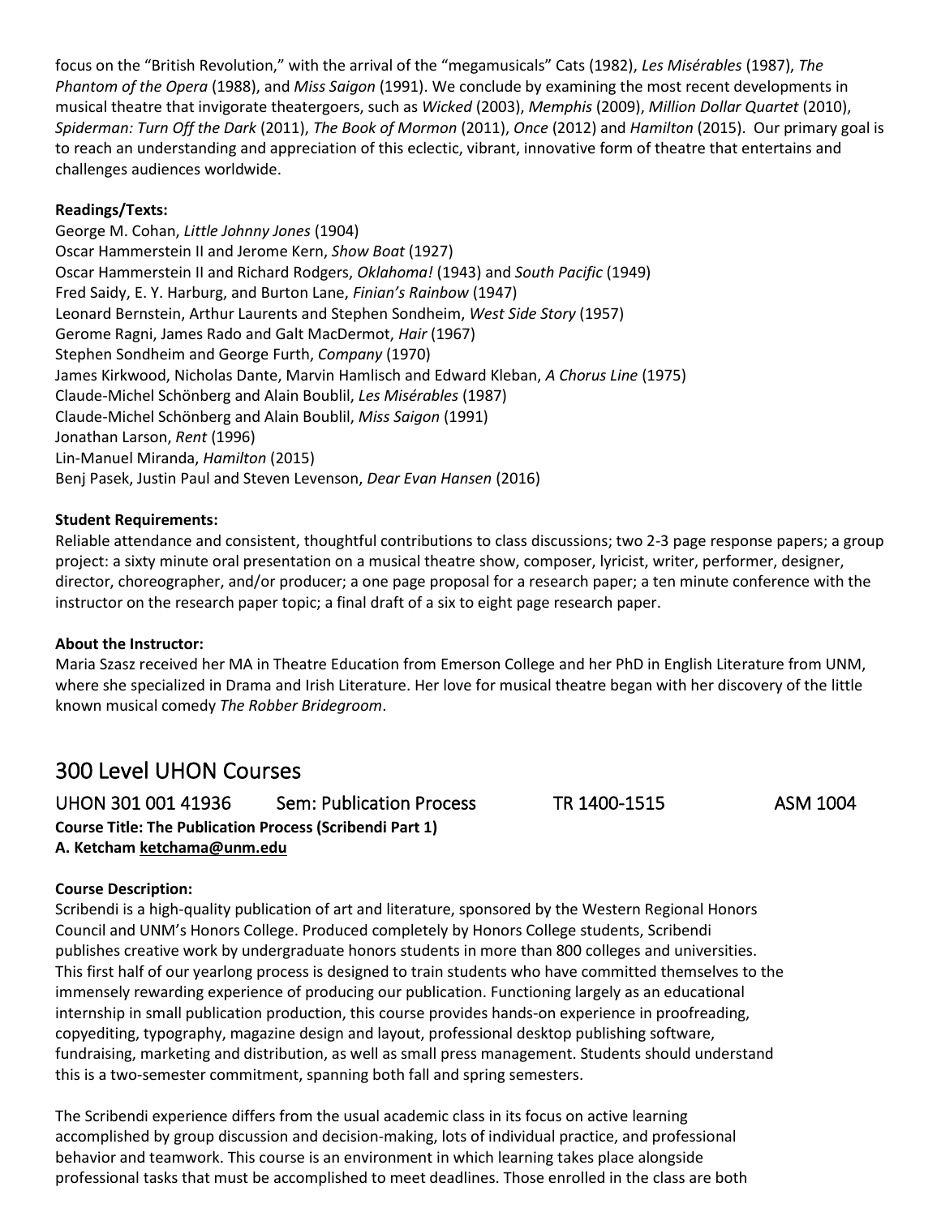focus on the "British Revolution," with the arrival of the "megamusicals" Cats (1982), *Les Misérables* (1987), *The Phantom of the Opera* (1988), and *Miss Saigon* (1991). We conclude by examining the most recent developments in musical theatre that invigorate theatergoers, such as *Wicked* (2003), *Memphis* (2009), *Million Dollar Quartet* (2010), *Spiderman: Turn Off the Dark* (2011), *The Book of Mormon* (2011), *Once* (2012) and *Hamilton* (2015). Our primary goal is to reach an understanding and appreciation of this eclectic, vibrant, innovative form of theatre that entertains and challenges audiences worldwide.

**Readings/Texts:**

George M. Cohan, *Little Johnny Jones* (1904)
Oscar Hammerstein II and Jerome Kern, *Show Boat* (1927)
Oscar Hammerstein II and Richard Rodgers, *Oklahoma!* (1943) and *South Pacific* (1949)
Fred Saidy, E. Y. Harburg, and Burton Lane, *Finian's Rainbow* (1947)
Leonard Bernstein, Arthur Laurents and Stephen Sondheim, *West Side Story* (1957)
Gerome Ragni, James Rado and Galt MacDermot, *Hair* (1967)
Stephen Sondheim and George Furth, *Company* (1970)
James Kirkwood, Nicholas Dante, Marvin Hamlisch and Edward Kleban, *A Chorus Line* (1975)
Claude-Michel Schönberg and Alain Boublil, *Les Misérables* (1987)
Claude-Michel Schönberg and Alain Boublil, *Miss Saigon* (1991)
Jonathan Larson, *Rent* (1996)
Lin-Manuel Miranda, *Hamilton* (2015)
Benj Pasek, Justin Paul and Steven Levenson, *Dear Evan Hansen* (2016)

**Student Requirements:**

Reliable attendance and consistent, thoughtful contributions to class discussions; two 2-3 page response papers; a group project: a sixty minute oral presentation on a musical theatre show, composer, lyricist, writer, performer, designer, director, choreographer, and/or producer; a one page proposal for a research paper; a ten minute conference with the instructor on the research paper topic; a final draft of a six to eight page research paper.

**About the Instructor:**

Maria Szasz received her MA in Theatre Education from Emerson College and her PhD in English Literature from UNM, where she specialized in Drama and Irish Literature. Her love for musical theatre began with her discovery of the little known musical comedy *The Robber Bridegroom*.

# 300 Level UHON Courses

## UHON 301 001 41936 Sem: Publication Process TR 1400-1515 ASM 1004

**Course Title: The Publication Process (Scribendi Part 1)**
**A. Ketcham ketchama@unm.edu**

**Course Description:**

Scribendi is a high-quality publication of art and literature, sponsored by the Western Regional Honors Council and UNM's Honors College. Produced completely by Honors College students, Scribendi publishes creative work by undergraduate honors students in more than 800 colleges and universities. This first half of our yearlong process is designed to train students who have committed themselves to the immensely rewarding experience of producing our publication. Functioning largely as an educational internship in small publication production, this course provides hands-on experience in proofreading, copyediting, typography, magazine design and layout, professional desktop publishing software, fundraising, marketing and distribution, as well as small press management. Students should understand this is a two-semester commitment, spanning both fall and spring semesters.

The Scribendi experience differs from the usual academic class in its focus on active learning accomplished by group discussion and decision-making, lots of individual practice, and professional behavior and teamwork. This course is an environment in which learning takes place alongside professional tasks that must be accomplished to meet deadlines. Those enrolled in the class are both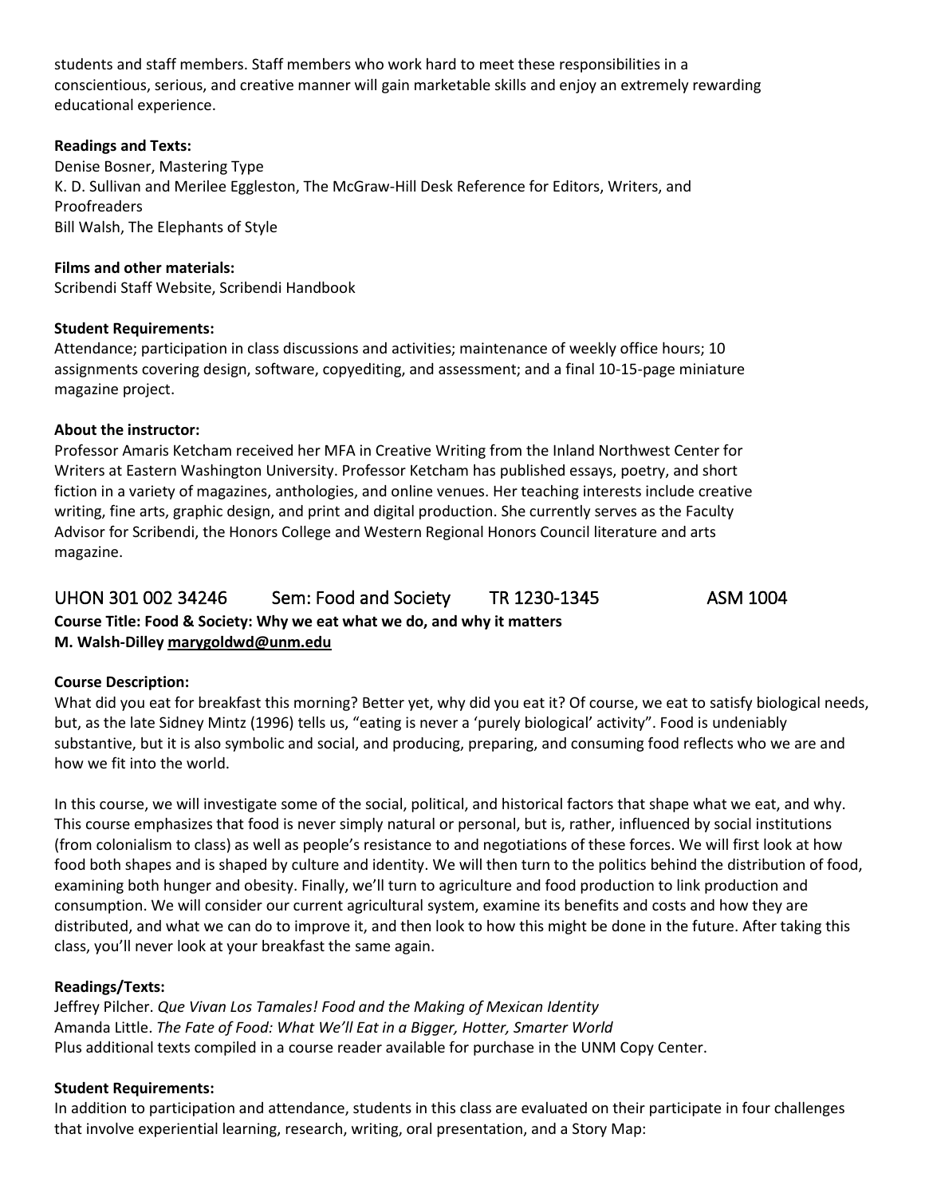students and staff members. Staff members who work hard to meet these responsibilities in a conscientious, serious, and creative manner will gain marketable skills and enjoy an extremely rewarding educational experience.

**Readings and Texts:**
Denise Bosner, Mastering Type
K. D. Sullivan and Merilee Eggleston, The McGraw-Hill Desk Reference for Editors, Writers, and Proofreaders
Bill Walsh, The Elephants of Style

**Films and other materials:**
Scribendi Staff Website, Scribendi Handbook

**Student Requirements:**
Attendance; participation in class discussions and activities; maintenance of weekly office hours; 10 assignments covering design, software, copyediting, and assessment; and a final 10-15-page miniature magazine project.

**About the instructor:**
Professor Amaris Ketcham received her MFA in Creative Writing from the Inland Northwest Center for Writers at Eastern Washington University. Professor Ketcham has published essays, poetry, and short fiction in a variety of magazines, anthologies, and online venues. Her teaching interests include creative writing, fine arts, graphic design, and print and digital production. She currently serves as the Faculty Advisor for Scribendi, the Honors College and Western Regional Honors Council literature and arts magazine.

## UHON 301 002 34246 Sem: Food and Society TR 1230-1345 ASM 1004

**Course Title: Food & Society: Why we eat what we do, and why it matters**
**M. Walsh-Dilley marygoldwd@unm.edu**

**Course Description:**
What did you eat for breakfast this morning? Better yet, why did you eat it? Of course, we eat to satisfy biological needs, but, as the late Sidney Mintz (1996) tells us, "eating is never a 'purely biological' activity". Food is undeniably substantive, but it is also symbolic and social, and producing, preparing, and consuming food reflects who we are and how we fit into the world.

In this course, we will investigate some of the social, political, and historical factors that shape what we eat, and why. This course emphasizes that food is never simply natural or personal, but is, rather, influenced by social institutions (from colonialism to class) as well as people's resistance to and negotiations of these forces. We will first look at how food both shapes and is shaped by culture and identity. We will then turn to the politics behind the distribution of food, examining both hunger and obesity. Finally, we'll turn to agriculture and food production to link production and consumption. We will consider our current agricultural system, examine its benefits and costs and how they are distributed, and what we can do to improve it, and then look to how this might be done in the future. After taking this class, you'll never look at your breakfast the same again.

**Readings/Texts:**
Jeffrey Pilcher. *Que Vivan Los Tamales! Food and the Making of Mexican Identity*
Amanda Little. *The Fate of Food: What We'll Eat in a Bigger, Hotter, Smarter World*
Plus additional texts compiled in a course reader available for purchase in the UNM Copy Center.

**Student Requirements:**
In addition to participation and attendance, students in this class are evaluated on their participate in four challenges that involve experiential learning, research, writing, oral presentation, and a Story Map: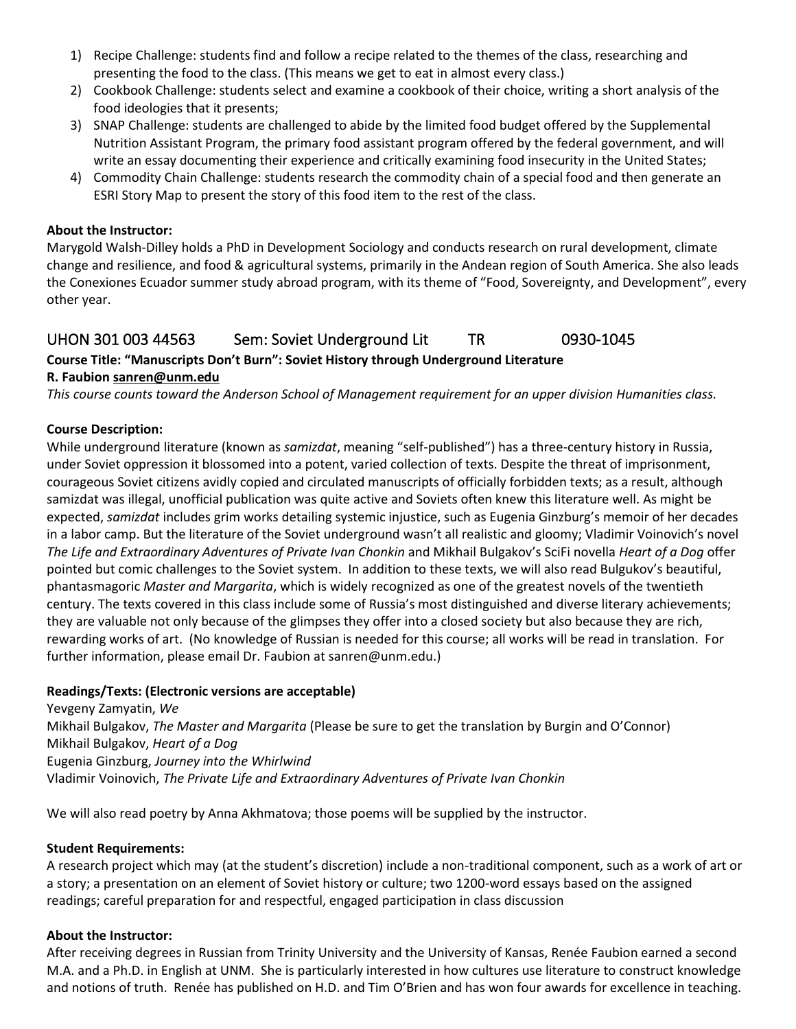1) Recipe Challenge: students find and follow a recipe related to the themes of the class, researching and presenting the food to the class. (This means we get to eat in almost every class.)
2) Cookbook Challenge: students select and examine a cookbook of their choice, writing a short analysis of the food ideologies that it presents;
3) SNAP Challenge: students are challenged to abide by the limited food budget offered by the Supplemental Nutrition Assistant Program, the primary food assistant program offered by the federal government, and will write an essay documenting their experience and critically examining food insecurity in the United States;
4) Commodity Chain Challenge: students research the commodity chain of a special food and then generate an ESRI Story Map to present the story of this food item to the rest of the class.

**About the Instructor:**
Marygold Walsh-Dilley holds a PhD in Development Sociology and conducts research on rural development, climate change and resilience, and food & agricultural systems, primarily in the Andean region of South America. She also leads the Conexiones Ecuador summer study abroad program, with its theme of "Food, Sovereignty, and Development", every other year.

## UHON 301 003 44563 Sem: Soviet Underground Lit TR 0930-1045

**Course Title: "Manuscripts Don't Burn": Soviet History through Underground Literature**
**R. Faubion sanren@unm.edu**

*This course counts toward the Anderson School of Management requirement for an upper division Humanities class.*

**Course Description:**
While underground literature (known as *samizdat*, meaning "self-published") has a three-century history in Russia, under Soviet oppression it blossomed into a potent, varied collection of texts. Despite the threat of imprisonment, courageous Soviet citizens avidly copied and circulated manuscripts of officially forbidden texts; as a result, although samizdat was illegal, unofficial publication was quite active and Soviets often knew this literature well. As might be expected, *samizdat* includes grim works detailing systemic injustice, such as Eugenia Ginzburg's memoir of her decades in a labor camp. But the literature of the Soviet underground wasn't all realistic and gloomy; Vladimir Voinovich's novel *The Life and Extraordinary Adventures of Private Ivan Chonkin* and Mikhail Bulgakov's SciFi novella *Heart of a Dog* offer pointed but comic challenges to the Soviet system. In addition to these texts, we will also read Bulgukov's beautiful, phantasmagoric *Master and Margarita*, which is widely recognized as one of the greatest novels of the twentieth century. The texts covered in this class include some of Russia's most distinguished and diverse literary achievements; they are valuable not only because of the glimpses they offer into a closed society but also because they are rich, rewarding works of art. (No knowledge of Russian is needed for this course; all works will be read in translation. For further information, please email Dr. Faubion at sanren@unm.edu.)

**Readings/Texts: (Electronic versions are acceptable)**
Yevgeny Zamyatin, *We*
Mikhail Bulgakov, *The Master and Margarita* (Please be sure to get the translation by Burgin and O'Connor)
Mikhail Bulgakov, *Heart of a Dog*
Eugenia Ginzburg, *Journey into the Whirlwind*
Vladimir Voinovich, *The Private Life and Extraordinary Adventures of Private Ivan Chonkin*

We will also read poetry by Anna Akhmatova; those poems will be supplied by the instructor.

**Student Requirements:**
A research project which may (at the student's discretion) include a non-traditional component, such as a work of art or a story; a presentation on an element of Soviet history or culture; two 1200-word essays based on the assigned readings; careful preparation for and respectful, engaged participation in class discussion

**About the Instructor:**
After receiving degrees in Russian from Trinity University and the University of Kansas, Renée Faubion earned a second M.A. and a Ph.D. in English at UNM. She is particularly interested in how cultures use literature to construct knowledge and notions of truth. Renée has published on H.D. and Tim O'Brien and has won four awards for excellence in teaching.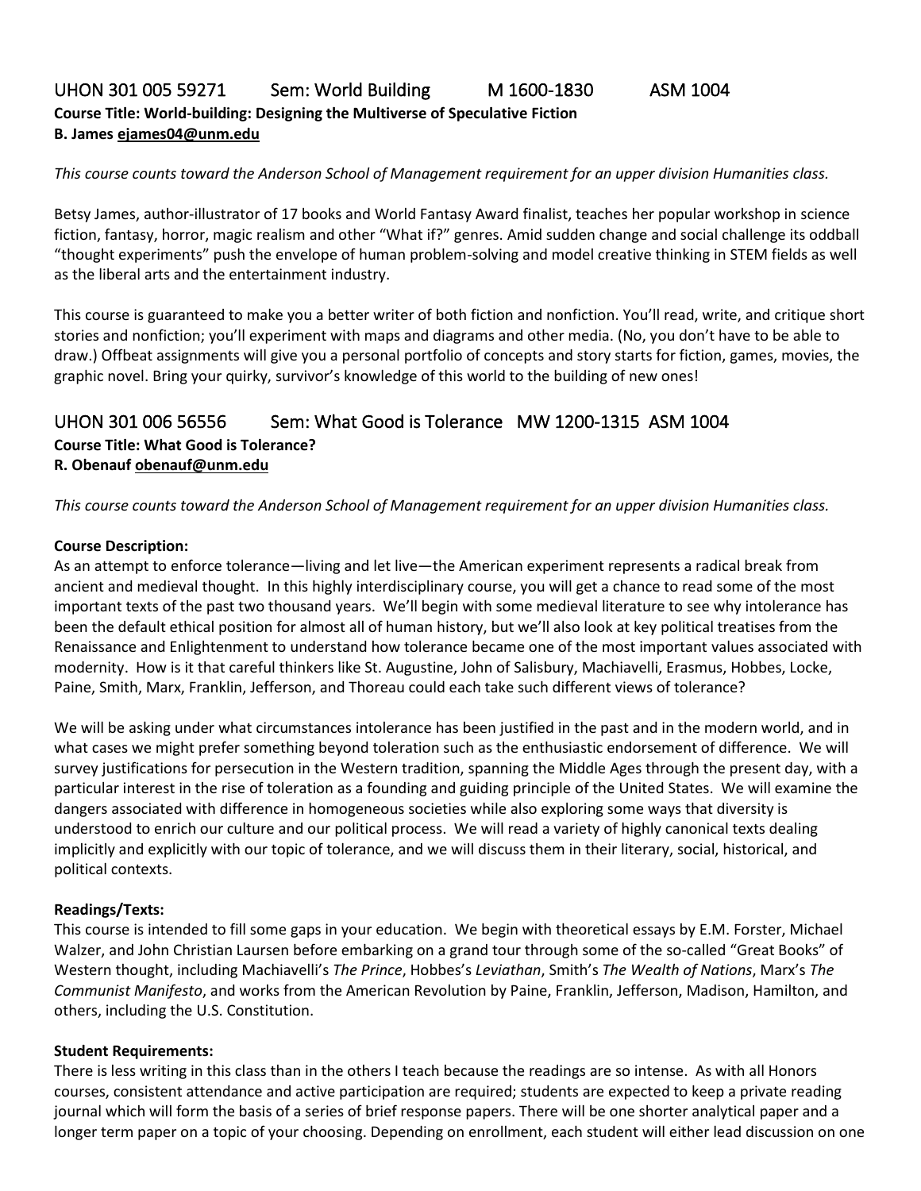## UHON 301 005 59271 Sem: World Building M 1600-1830 ASM 1004

**Course Title: World-building: Designing the Multiverse of Speculative Fiction**
**B. James ejames04@unm.edu**

*This course counts toward the Anderson School of Management requirement for an upper division Humanities class.*

Betsy James, author-illustrator of 17 books and World Fantasy Award finalist, teaches her popular workshop in science fiction, fantasy, horror, magic realism and other "What if?" genres. Amid sudden change and social challenge its oddball "thought experiments" push the envelope of human problem-solving and model creative thinking in STEM fields as well as the liberal arts and the entertainment industry.

This course is guaranteed to make you a better writer of both fiction and nonfiction. You'll read, write, and critique short stories and nonfiction; you'll experiment with maps and diagrams and other media. (No, you don't have to be able to draw.) Offbeat assignments will give you a personal portfolio of concepts and story starts for fiction, games, movies, the graphic novel. Bring your quirky, survivor's knowledge of this world to the building of new ones!

## UHON 301 006 56556 Sem: What Good is Tolerance MW 1200-1315 ASM 1004

**Course Title: What Good is Tolerance?**
**R. Obenauf obenauf@unm.edu**

*This course counts toward the Anderson School of Management requirement for an upper division Humanities class.*

**Course Description:**
As an attempt to enforce tolerance—living and let live—the American experiment represents a radical break from ancient and medieval thought. In this highly interdisciplinary course, you will get a chance to read some of the most important texts of the past two thousand years. We'll begin with some medieval literature to see why intolerance has been the default ethical position for almost all of human history, but we'll also look at key political treatises from the Renaissance and Enlightenment to understand how tolerance became one of the most important values associated with modernity. How is it that careful thinkers like St. Augustine, John of Salisbury, Machiavelli, Erasmus, Hobbes, Locke, Paine, Smith, Marx, Franklin, Jefferson, and Thoreau could each take such different views of tolerance?

We will be asking under what circumstances intolerance has been justified in the past and in the modern world, and in what cases we might prefer something beyond toleration such as the enthusiastic endorsement of difference. We will survey justifications for persecution in the Western tradition, spanning the Middle Ages through the present day, with a particular interest in the rise of toleration as a founding and guiding principle of the United States. We will examine the dangers associated with difference in homogeneous societies while also exploring some ways that diversity is understood to enrich our culture and our political process. We will read a variety of highly canonical texts dealing implicitly and explicitly with our topic of tolerance, and we will discuss them in their literary, social, historical, and political contexts.

**Readings/Texts:**
This course is intended to fill some gaps in your education. We begin with theoretical essays by E.M. Forster, Michael Walzer, and John Christian Laursen before embarking on a grand tour through some of the so-called "Great Books" of Western thought, including Machiavelli's *The Prince*, Hobbes's *Leviathan*, Smith's *The Wealth of Nations*, Marx's *The Communist Manifesto*, and works from the American Revolution by Paine, Franklin, Jefferson, Madison, Hamilton, and others, including the U.S. Constitution.

**Student Requirements:**
There is less writing in this class than in the others I teach because the readings are so intense. As with all Honors courses, consistent attendance and active participation are required; students are expected to keep a private reading journal which will form the basis of a series of brief response papers. There will be one shorter analytical paper and a longer term paper on a topic of your choosing. Depending on enrollment, each student will either lead discussion on one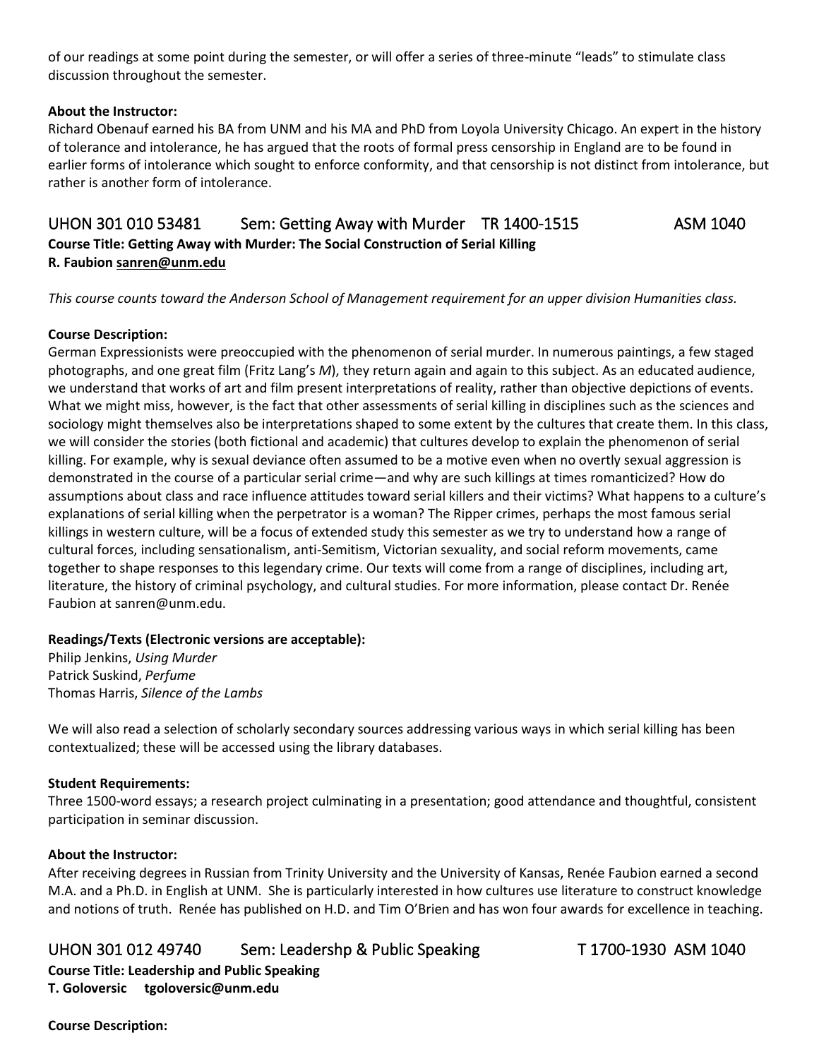of our readings at some point during the semester, or will offer a series of three-minute "leads" to stimulate class discussion throughout the semester.

**About the Instructor:**
Richard Obenauf earned his BA from UNM and his MA and PhD from Loyola University Chicago. An expert in the history of tolerance and intolerance, he has argued that the roots of formal press censorship in England are to be found in earlier forms of intolerance which sought to enforce conformity, and that censorship is not distinct from intolerance, but rather is another form of intolerance.

## UHON 301 010 53481 Sem: Getting Away with Murder TR 1400-1515 ASM 1040

**Course Title: Getting Away with Murder: The Social Construction of Serial Killing**
**R. Faubion sanren@unm.edu**

*This course counts toward the Anderson School of Management requirement for an upper division Humanities class.*

**Course Description:**
German Expressionists were preoccupied with the phenomenon of serial murder. In numerous paintings, a few staged photographs, and one great film (Fritz Lang's *M*), they return again and again to this subject. As an educated audience, we understand that works of art and film present interpretations of reality, rather than objective depictions of events. What we might miss, however, is the fact that other assessments of serial killing in disciplines such as the sciences and sociology might themselves also be interpretations shaped to some extent by the cultures that create them. In this class, we will consider the stories (both fictional and academic) that cultures develop to explain the phenomenon of serial killing. For example, why is sexual deviance often assumed to be a motive even when no overtly sexual aggression is demonstrated in the course of a particular serial crime—and why are such killings at times romanticized? How do assumptions about class and race influence attitudes toward serial killers and their victims? What happens to a culture's explanations of serial killing when the perpetrator is a woman? The Ripper crimes, perhaps the most famous serial killings in western culture, will be a focus of extended study this semester as we try to understand how a range of cultural forces, including sensationalism, anti-Semitism, Victorian sexuality, and social reform movements, came together to shape responses to this legendary crime. Our texts will come from a range of disciplines, including art, literature, the history of criminal psychology, and cultural studies. For more information, please contact Dr. Renée Faubion at sanren@unm.edu.

**Readings/Texts (Electronic versions are acceptable):**
Philip Jenkins, *Using Murder*
Patrick Suskind, *Perfume*
Thomas Harris, *Silence of the Lambs*

We will also read a selection of scholarly secondary sources addressing various ways in which serial killing has been contextualized; these will be accessed using the library databases.

**Student Requirements:**
Three 1500-word essays; a research project culminating in a presentation; good attendance and thoughtful, consistent participation in seminar discussion.

**About the Instructor:**
After receiving degrees in Russian from Trinity University and the University of Kansas, Renée Faubion earned a second M.A. and a Ph.D. in English at UNM. She is particularly interested in how cultures use literature to construct knowledge and notions of truth. Renée has published on H.D. and Tim O'Brien and has won four awards for excellence in teaching.

## UHON 301 012 49740 Sem: Leadershp & Public Speaking T 1700-1930 ASM 1040

**Course Title: Leadership and Public Speaking**
**T. Goloversic tgoloversic@unm.edu**

**Course Description:**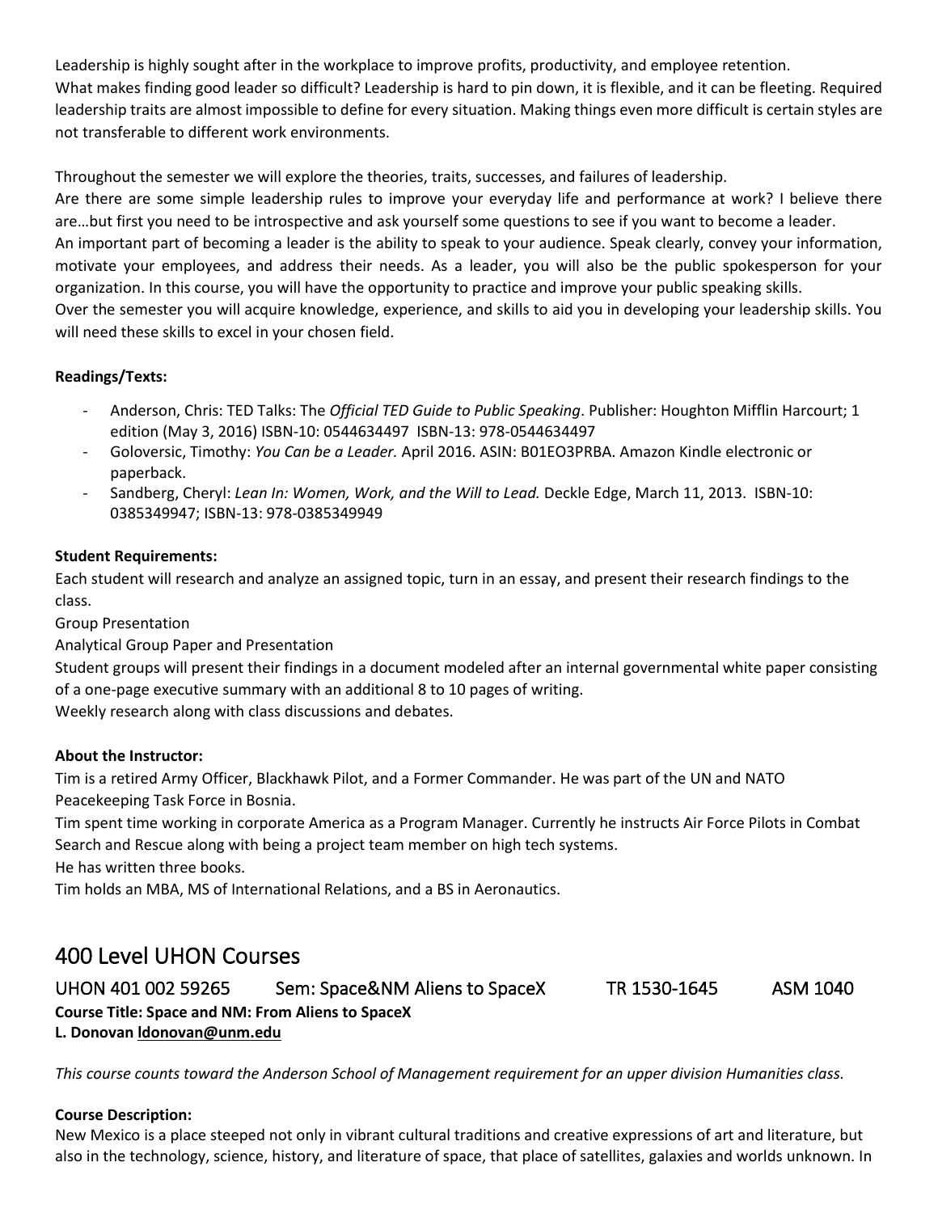Leadership is highly sought after in the workplace to improve profits, productivity, and employee retention.
What makes finding good leader so difficult? Leadership is hard to pin down, it is flexible, and it can be fleeting. Required leadership traits are almost impossible to define for every situation. Making things even more difficult is certain styles are not transferable to different work environments.

Throughout the semester we will explore the theories, traits, successes, and failures of leadership.
Are there are some simple leadership rules to improve your everyday life and performance at work? I believe there are…but first you need to be introspective and ask yourself some questions to see if you want to become a leader.
An important part of becoming a leader is the ability to speak to your audience. Speak clearly, convey your information, motivate your employees, and address their needs. As a leader, you will also be the public spokesperson for your organization. In this course, you will have the opportunity to practice and improve your public speaking skills.
Over the semester you will acquire knowledge, experience, and skills to aid you in developing your leadership skills. You will need these skills to excel in your chosen field.

**Readings/Texts:**

- Anderson, Chris: TED Talks: The *Official TED Guide to Public Speaking*. Publisher: Houghton Mifflin Harcourt; 1 edition (May 3, 2016) ISBN-10: 0544634497 ISBN-13: 978-0544634497
- Goloversic, Timothy: *You Can be a Leader.* April 2016. ASIN: B01EO3PRBA. Amazon Kindle electronic or paperback.
- Sandberg, Cheryl: *Lean In: Women, Work, and the Will to Lead.* Deckle Edge, March 11, 2013. ISBN-10: 0385349947; ISBN-13: 978-0385349949

**Student Requirements:**
Each student will research and analyze an assigned topic, turn in an essay, and present their research findings to the class.
Group Presentation
Analytical Group Paper and Presentation
Student groups will present their findings in a document modeled after an internal governmental white paper consisting of a one-page executive summary with an additional 8 to 10 pages of writing.
Weekly research along with class discussions and debates.

**About the Instructor:**
Tim is a retired Army Officer, Blackhawk Pilot, and a Former Commander. He was part of the UN and NATO Peacekeeping Task Force in Bosnia.
Tim spent time working in corporate America as a Program Manager. Currently he instructs Air Force Pilots in Combat Search and Rescue along with being a project team member on high tech systems.
He has written three books.
Tim holds an MBA, MS of International Relations, and a BS in Aeronautics.

## 400 Level UHON Courses

### UHON 401 002 59265 Sem: Space&NM Aliens to SpaceX TR 1530-1645 ASM 1040

**Course Title: Space and NM: From Aliens to SpaceX**
**L. Donovan ldonovan@unm.edu**

*This course counts toward the Anderson School of Management requirement for an upper division Humanities class.*

**Course Description:**
New Mexico is a place steeped not only in vibrant cultural traditions and creative expressions of art and literature, but also in the technology, science, history, and literature of space, that place of satellites, galaxies and worlds unknown. In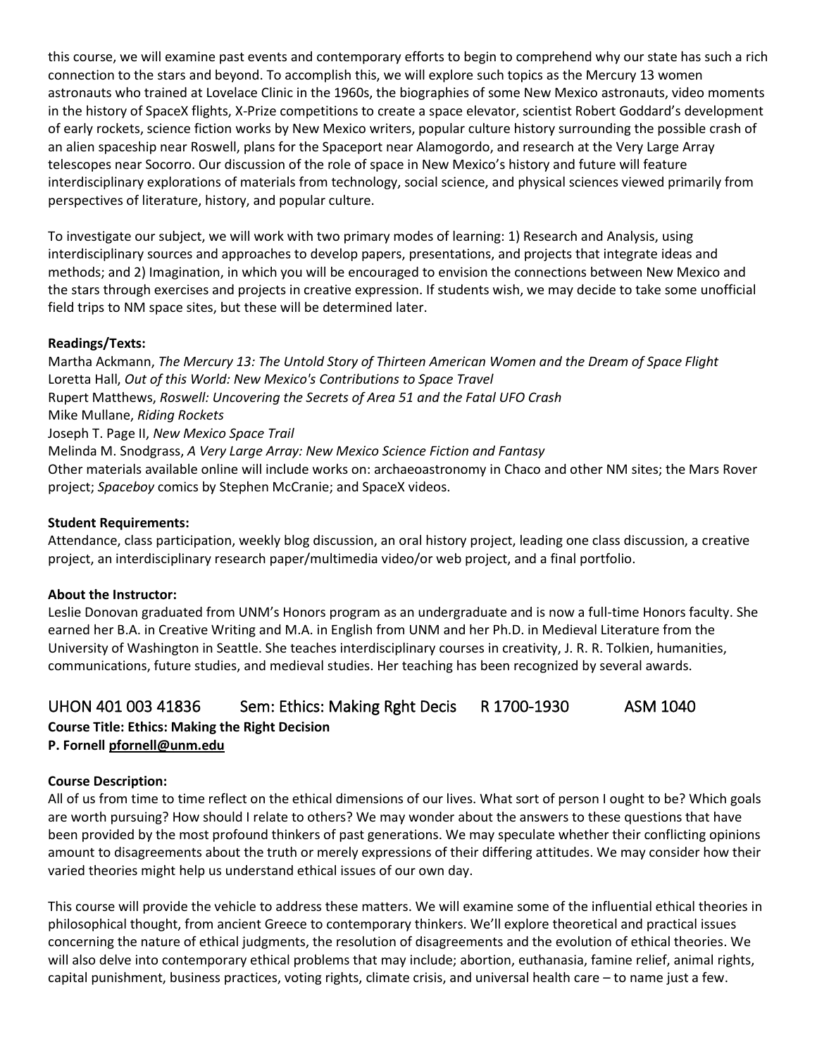this course, we will examine past events and contemporary efforts to begin to comprehend why our state has such a rich connection to the stars and beyond. To accomplish this, we will explore such topics as the Mercury 13 women astronauts who trained at Lovelace Clinic in the 1960s, the biographies of some New Mexico astronauts, video moments in the history of SpaceX flights, X-Prize competitions to create a space elevator, scientist Robert Goddard's development of early rockets, science fiction works by New Mexico writers, popular culture history surrounding the possible crash of an alien spaceship near Roswell, plans for the Spaceport near Alamogordo, and research at the Very Large Array telescopes near Socorro. Our discussion of the role of space in New Mexico's history and future will feature interdisciplinary explorations of materials from technology, social science, and physical sciences viewed primarily from perspectives of literature, history, and popular culture.

To investigate our subject, we will work with two primary modes of learning: 1) Research and Analysis, using interdisciplinary sources and approaches to develop papers, presentations, and projects that integrate ideas and methods; and 2) Imagination, in which you will be encouraged to envision the connections between New Mexico and the stars through exercises and projects in creative expression. If students wish, we may decide to take some unofficial field trips to NM space sites, but these will be determined later.

**Readings/Texts:**

Martha Ackmann, *The Mercury 13: The Untold Story of Thirteen American Women and the Dream of Space Flight*
Loretta Hall, *Out of this World: New Mexico's Contributions to Space Travel*
Rupert Matthews, *Roswell: Uncovering the Secrets of Area 51 and the Fatal UFO Crash*
Mike Mullane, *Riding Rockets*
Joseph T. Page II, *New Mexico Space Trail*
Melinda M. Snodgrass, *A Very Large Array: New Mexico Science Fiction and Fantasy*
Other materials available online will include works on: archaeoastronomy in Chaco and other NM sites; the Mars Rover project; *Spaceboy* comics by Stephen McCranie; and SpaceX videos.

**Student Requirements:**

Attendance, class participation, weekly blog discussion, an oral history project, leading one class discussion, a creative project, an interdisciplinary research paper/multimedia video/or web project, and a final portfolio.

**About the Instructor:**

Leslie Donovan graduated from UNM's Honors program as an undergraduate and is now a full-time Honors faculty. She earned her B.A. in Creative Writing and M.A. in English from UNM and her Ph.D. in Medieval Literature from the University of Washington in Seattle. She teaches interdisciplinary courses in creativity, J. R. R. Tolkien, humanities, communications, future studies, and medieval studies. Her teaching has been recognized by several awards.

## UHON 401 003 41836 Sem: Ethics: Making Rght Decis R 1700-1930 ASM 1040

**Course Title: Ethics: Making the Right Decision**
**P. Fornell pfornell@unm.edu**

**Course Description:**

All of us from time to time reflect on the ethical dimensions of our lives. What sort of person I ought to be? Which goals are worth pursuing? How should I relate to others? We may wonder about the answers to these questions that have been provided by the most profound thinkers of past generations. We may speculate whether their conflicting opinions amount to disagreements about the truth or merely expressions of their differing attitudes. We may consider how their varied theories might help us understand ethical issues of our own day.

This course will provide the vehicle to address these matters. We will examine some of the influential ethical theories in philosophical thought, from ancient Greece to contemporary thinkers. We'll explore theoretical and practical issues concerning the nature of ethical judgments, the resolution of disagreements and the evolution of ethical theories. We will also delve into contemporary ethical problems that may include; abortion, euthanasia, famine relief, animal rights, capital punishment, business practices, voting rights, climate crisis, and universal health care – to name just a few.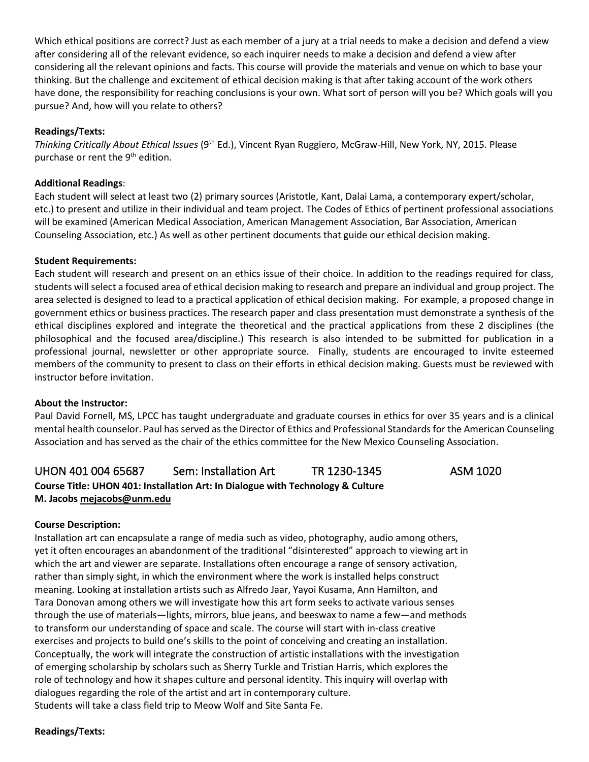Which ethical positions are correct? Just as each member of a jury at a trial needs to make a decision and defend a view after considering all of the relevant evidence, so each inquirer needs to make a decision and defend a view after considering all the relevant opinions and facts. This course will provide the materials and venue on which to base your thinking. But the challenge and excitement of ethical decision making is that after taking account of the work others have done, the responsibility for reaching conclusions is your own. What sort of person will you be? Which goals will you pursue? And, how will you relate to others?

**Readings/Texts:**
*Thinking Critically About Ethical Issues* (9th Ed.), Vincent Ryan Ruggiero, McGraw-Hill, New York, NY, 2015. Please purchase or rent the 9th edition.

**Additional Readings**:
Each student will select at least two (2) primary sources (Aristotle, Kant, Dalai Lama, a contemporary expert/scholar, etc.) to present and utilize in their individual and team project. The Codes of Ethics of pertinent professional associations will be examined (American Medical Association, American Management Association, Bar Association, American Counseling Association, etc.) As well as other pertinent documents that guide our ethical decision making.

**Student Requirements:**
Each student will research and present on an ethics issue of their choice. In addition to the readings required for class, students will select a focused area of ethical decision making to research and prepare an individual and group project. The area selected is designed to lead to a practical application of ethical decision making. For example, a proposed change in government ethics or business practices. The research paper and class presentation must demonstrate a synthesis of the ethical disciplines explored and integrate the theoretical and the practical applications from these 2 disciplines (the philosophical and the focused area/discipline.) This research is also intended to be submitted for publication in a professional journal, newsletter or other appropriate source. Finally, students are encouraged to invite esteemed members of the community to present to class on their efforts in ethical decision making. Guests must be reviewed with instructor before invitation.

**About the Instructor:**
Paul David Fornell, MS, LPCC has taught undergraduate and graduate courses in ethics for over 35 years and is a clinical mental health counselor. Paul has served as the Director of Ethics and Professional Standards for the American Counseling Association and has served as the chair of the ethics committee for the New Mexico Counseling Association.

## UHON 401 004 65687 Sem: Installation Art TR 1230-1345 ASM 1020

**Course Title: UHON 401: Installation Art: In Dialogue with Technology & Culture**
**M. Jacobs mejacobs@unm.edu**

**Course Description:**
Installation art can encapsulate a range of media such as video, photography, audio among others, yet it often encourages an abandonment of the traditional "disinterested" approach to viewing art in which the art and viewer are separate. Installations often encourage a range of sensory activation, rather than simply sight, in which the environment where the work is installed helps construct meaning. Looking at installation artists such as Alfredo Jaar, Yayoi Kusama, Ann Hamilton, and Tara Donovan among others we will investigate how this art form seeks to activate various senses through the use of materials—lights, mirrors, blue jeans, and beeswax to name a few—and methods to transform our understanding of space and scale. The course will start with in-class creative exercises and projects to build one's skills to the point of conceiving and creating an installation. Conceptually, the work will integrate the construction of artistic installations with the investigation of emerging scholarship by scholars such as Sherry Turkle and Tristian Harris, which explores the role of technology and how it shapes culture and personal identity. This inquiry will overlap with dialogues regarding the role of the artist and art in contemporary culture.
Students will take a class field trip to Meow Wolf and Site Santa Fe.

**Readings/Texts:**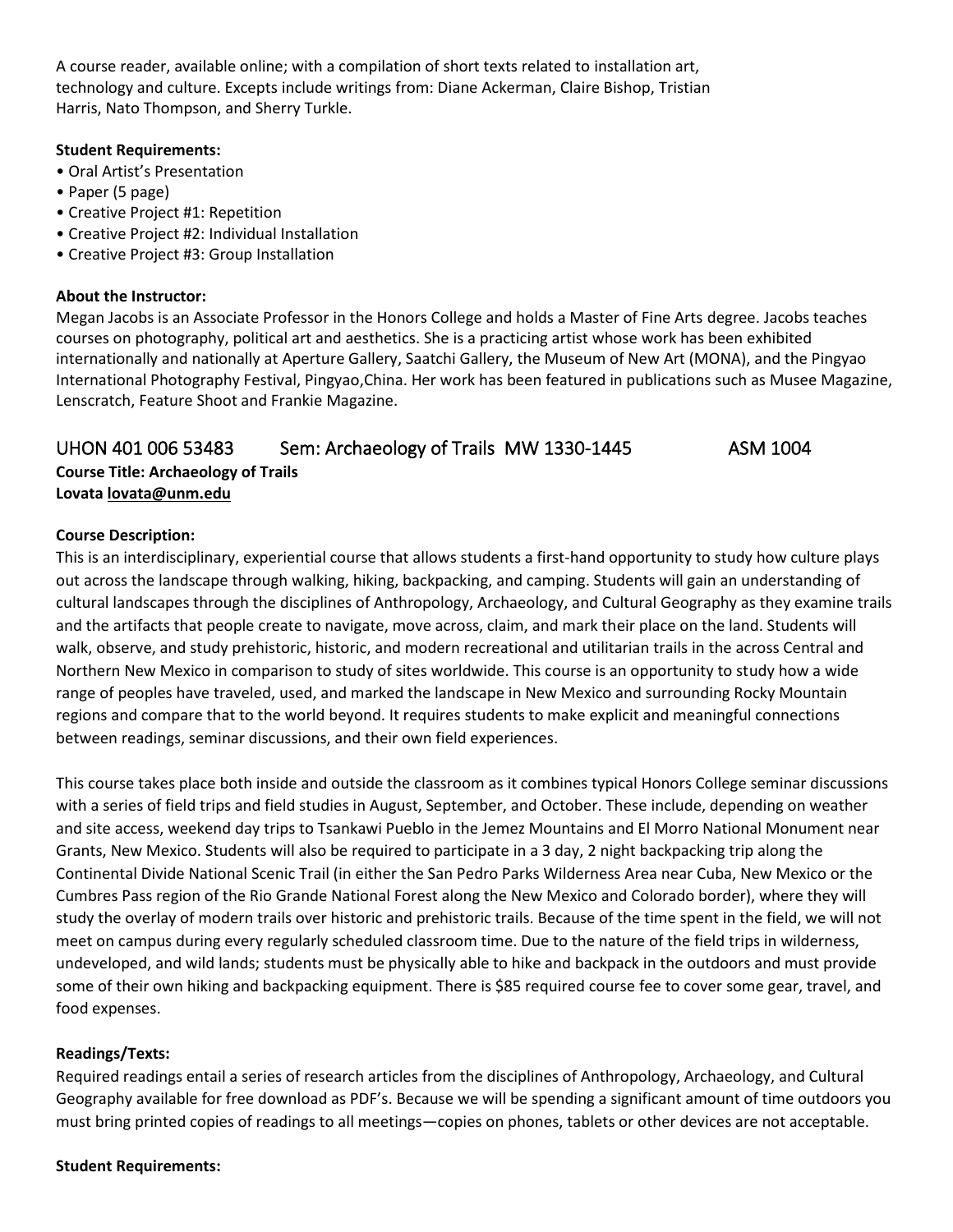A course reader, available online; with a compilation of short texts related to installation art, technology and culture. Excepts include writings from: Diane Ackerman, Claire Bishop, Tristian Harris, Nato Thompson, and Sherry Turkle.

**Student Requirements:**

- Oral Artist's Presentation
- Paper (5 page)
- Creative Project #1: Repetition
- Creative Project #2: Individual Installation
- Creative Project #3: Group Installation

**About the Instructor:**
Megan Jacobs is an Associate Professor in the Honors College and holds a Master of Fine Arts degree. Jacobs teaches courses on photography, political art and aesthetics. She is a practicing artist whose work has been exhibited internationally and nationally at Aperture Gallery, Saatchi Gallery, the Museum of New Art (MONA), and the Pingyao International Photography Festival, Pingyao,China. Her work has been featured in publications such as Musee Magazine, Lenscratch, Feature Shoot and Frankie Magazine.

## UHON 401 006 53483 Sem: Archaeology of Trails MW 1330-1445 ASM 1004

**Course Title: Archaeology of Trails**
**Lovata lovata@unm.edu**

**Course Description:**
This is an interdisciplinary, experiential course that allows students a first-hand opportunity to study how culture plays out across the landscape through walking, hiking, backpacking, and camping. Students will gain an understanding of cultural landscapes through the disciplines of Anthropology, Archaeology, and Cultural Geography as they examine trails and the artifacts that people create to navigate, move across, claim, and mark their place on the land. Students will walk, observe, and study prehistoric, historic, and modern recreational and utilitarian trails in the across Central and Northern New Mexico in comparison to study of sites worldwide. This course is an opportunity to study how a wide range of peoples have traveled, used, and marked the landscape in New Mexico and surrounding Rocky Mountain regions and compare that to the world beyond. It requires students to make explicit and meaningful connections between readings, seminar discussions, and their own field experiences.

This course takes place both inside and outside the classroom as it combines typical Honors College seminar discussions with a series of field trips and field studies in August, September, and October. These include, depending on weather and site access, weekend day trips to Tsankawi Pueblo in the Jemez Mountains and El Morro National Monument near Grants, New Mexico. Students will also be required to participate in a 3 day, 2 night backpacking trip along the Continental Divide National Scenic Trail (in either the San Pedro Parks Wilderness Area near Cuba, New Mexico or the Cumbres Pass region of the Rio Grande National Forest along the New Mexico and Colorado border), where they will study the overlay of modern trails over historic and prehistoric trails. Because of the time spent in the field, we will not meet on campus during every regularly scheduled classroom time. Due to the nature of the field trips in wilderness, undeveloped, and wild lands; students must be physically able to hike and backpack in the outdoors and must provide some of their own hiking and backpacking equipment. There is $85 required course fee to cover some gear, travel, and food expenses.

**Readings/Texts:**
Required readings entail a series of research articles from the disciplines of Anthropology, Archaeology, and Cultural Geography available for free download as PDF's. Because we will be spending a significant amount of time outdoors you must bring printed copies of readings to all meetings—copies on phones, tablets or other devices are not acceptable.

**Student Requirements:**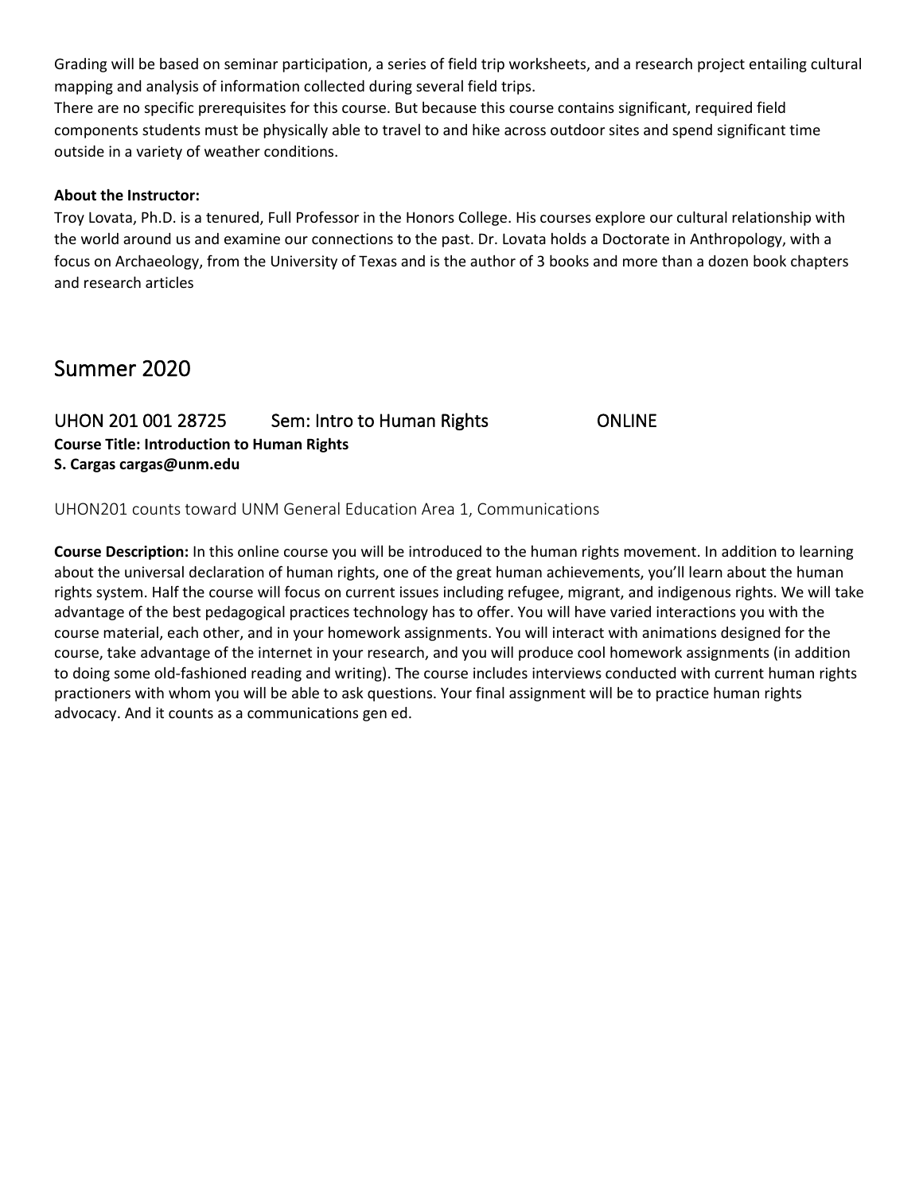Grading will be based on seminar participation, a series of field trip worksheets, and a research project entailing cultural mapping and analysis of information collected during several field trips.
There are no specific prerequisites for this course. But because this course contains significant, required field components students must be physically able to travel to and hike across outdoor sites and spend significant time outside in a variety of weather conditions.

**About the Instructor:**
Troy Lovata, Ph.D. is a tenured, Full Professor in the Honors College. His courses explore our cultural relationship with the world around us and examine our connections to the past. Dr. Lovata holds a Doctorate in Anthropology, with a focus on Archaeology, from the University of Texas and is the author of 3 books and more than a dozen book chapters and research articles

# Summer 2020

## UHON 201 001 28725 Sem: Intro to Human Rights ONLINE

**Course Title: Introduction to Human Rights**
**S. Cargas cargas@unm.edu**

UHON201 counts toward UNM General Education Area 1, Communications

**Course Description:** In this online course you will be introduced to the human rights movement. In addition to learning about the universal declaration of human rights, one of the great human achievements, you'll learn about the human rights system. Half the course will focus on current issues including refugee, migrant, and indigenous rights. We will take advantage of the best pedagogical practices technology has to offer. You will have varied interactions you with the course material, each other, and in your homework assignments. You will interact with animations designed for the course, take advantage of the internet in your research, and you will produce cool homework assignments (in addition to doing some old-fashioned reading and writing). The course includes interviews conducted with current human rights practioners with whom you will be able to ask questions. Your final assignment will be to practice human rights advocacy. And it counts as a communications gen ed.